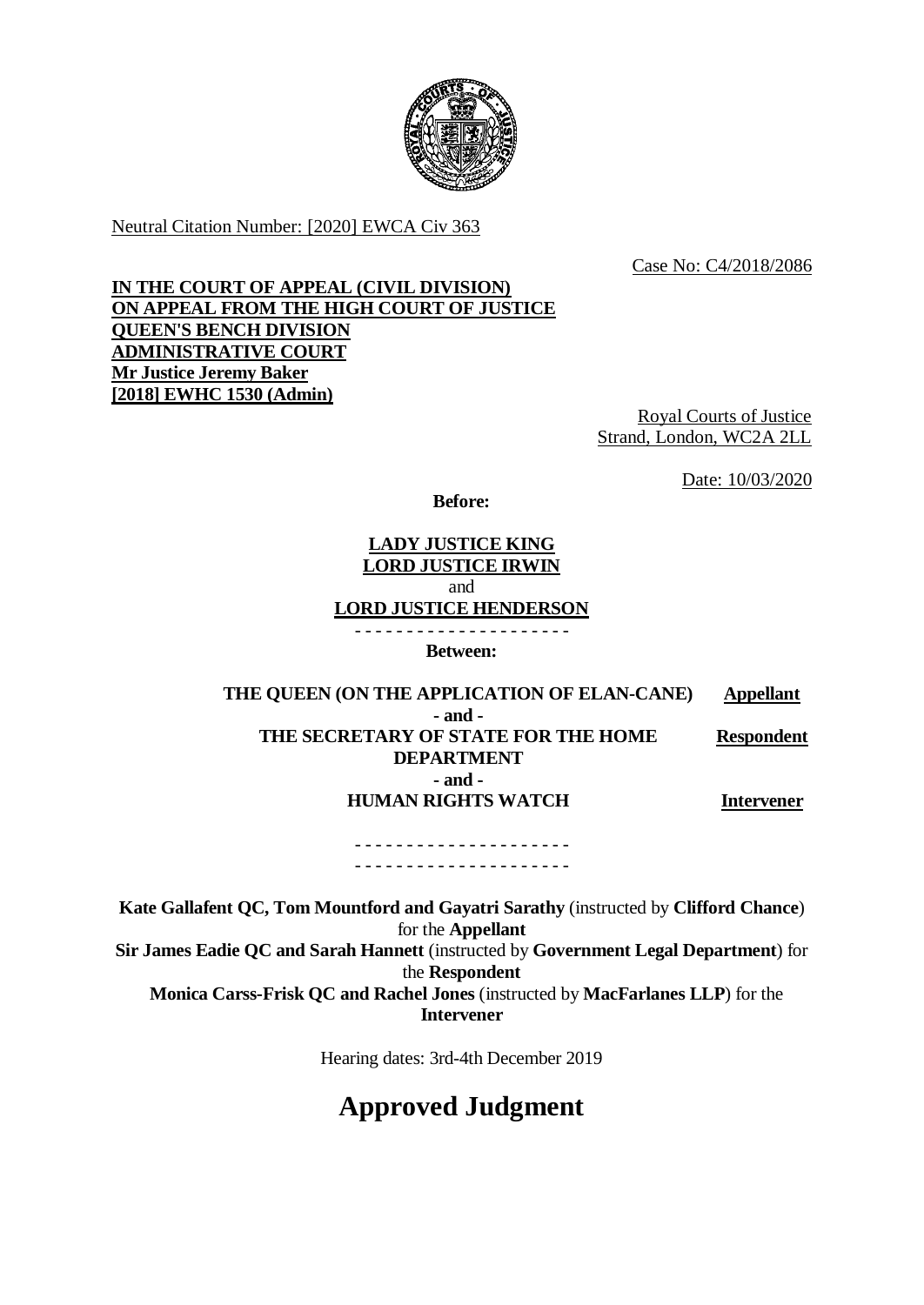Neutral Citation Number: [2020] EWCA Civ 363

Case No: C4/2018/2086

**IN THE COURT OF APPEAL (CIVIL DIVISION)**
**ON APPEAL FROM THE HIGH COURT OF JUSTICE**
**QUEEN'S BENCH DIVISION**
**ADMINISTRATIVE COURT**
**Mr Justice Jeremy Baker**
**[2018] EWHC 1530 (Admin)**

Royal Courts of Justice
Strand, London, WC2A 2LL

Date: 10/03/2020

**Before:**

**LADY JUSTICE KING**
**LORD JUSTICE IRWIN**
and
**LORD JUSTICE HENDERSON**

- - - - - - - - - - - - - - - - - - - - -

**Between:**

| | |
|---|---|
| **THE QUEEN (ON THE APPLICATION OF ELAN-CANE)** | **Appellant** |
| **- and -** | |
| **THE SECRETARY OF STATE FOR THE HOME DEPARTMENT** | **Respondent** |
| **- and -** | |
| **HUMAN RIGHTS WATCH** | **Intervener** |

- - - - - - - - - - - - - - - - - - - - -
- - - - - - - - - - - - - - - - - - - - -

**Kate Gallafent QC, Tom Mountford and Gayatri Sarathy** (instructed by **Clifford Chance**) for the **Appellant**
**Sir James Eadie QC and Sarah Hannett** (instructed by **Government Legal Department**) for the **Respondent**
**Monica Carss-Frisk QC and Rachel Jones** (instructed by **MacFarlanes LLP**) for the **Intervener**

Hearing dates: 3rd-4th December 2019

# Approved Judgment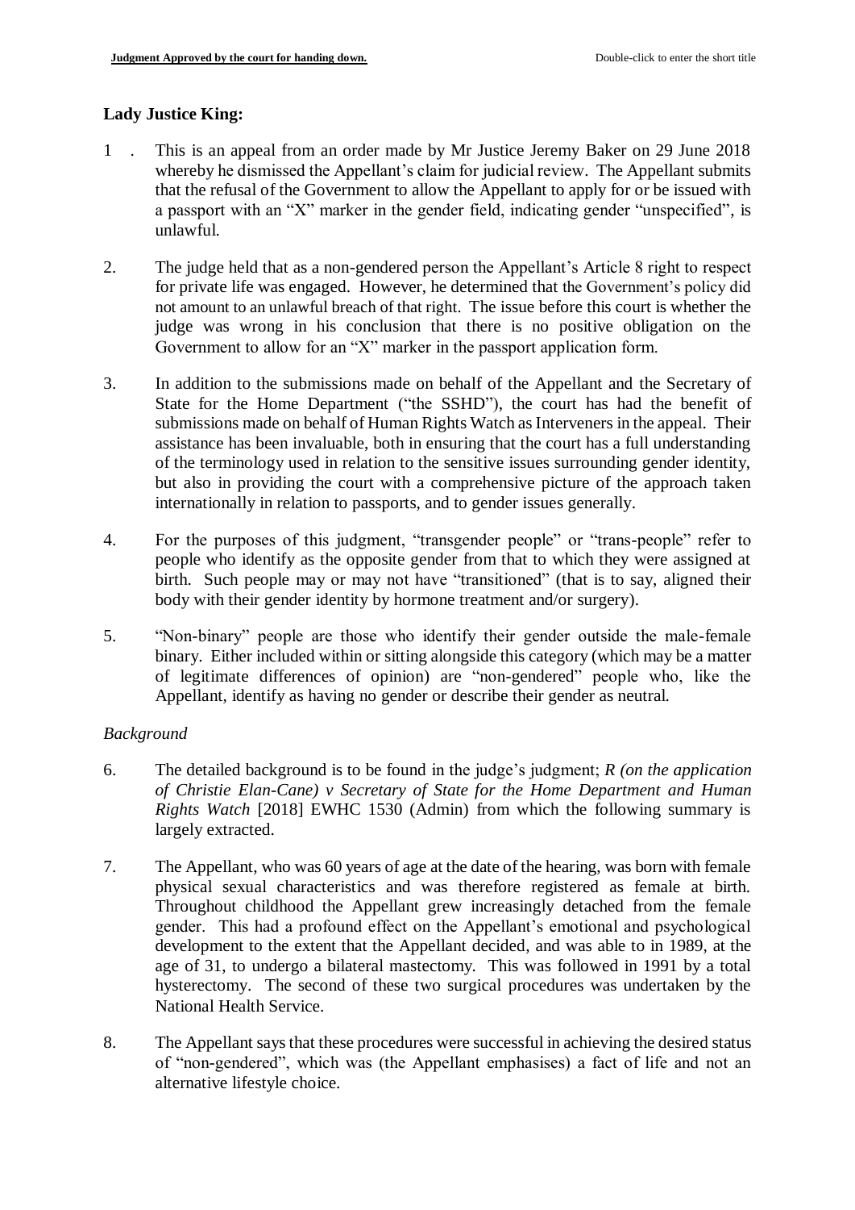**Lady Justice King:**

1. This is an appeal from an order made by Mr Justice Jeremy Baker on 29 June 2018 whereby he dismissed the Appellant's claim for judicial review. The Appellant submits that the refusal of the Government to allow the Appellant to apply for or be issued with a passport with an "X" marker in the gender field, indicating gender "unspecified", is unlawful.

2. The judge held that as a non-gendered person the Appellant's Article 8 right to respect for private life was engaged. However, he determined that the Government's policy did not amount to an unlawful breach of that right. The issue before this court is whether the judge was wrong in his conclusion that there is no positive obligation on the Government to allow for an "X" marker in the passport application form.

3. In addition to the submissions made on behalf of the Appellant and the Secretary of State for the Home Department ("the SSHD"), the court has had the benefit of submissions made on behalf of Human Rights Watch as Interveners in the appeal. Their assistance has been invaluable, both in ensuring that the court has a full understanding of the terminology used in relation to the sensitive issues surrounding gender identity, but also in providing the court with a comprehensive picture of the approach taken internationally in relation to passports, and to gender issues generally.

4. For the purposes of this judgment, "transgender people" or "trans-people" refer to people who identify as the opposite gender from that to which they were assigned at birth. Such people may or may not have "transitioned" (that is to say, aligned their body with their gender identity by hormone treatment and/or surgery).

5. "Non-binary" people are those who identify their gender outside the male-female binary. Either included within or sitting alongside this category (which may be a matter of legitimate differences of opinion) are "non-gendered" people who, like the Appellant, identify as having no gender or describe their gender as neutral.

*Background*

6. The detailed background is to be found in the judge's judgment; *R (on the application of Christie Elan-Cane) v Secretary of State for the Home Department and Human Rights Watch* [2018] EWHC 1530 (Admin) from which the following summary is largely extracted.

7. The Appellant, who was 60 years of age at the date of the hearing, was born with female physical sexual characteristics and was therefore registered as female at birth. Throughout childhood the Appellant grew increasingly detached from the female gender. This had a profound effect on the Appellant's emotional and psychological development to the extent that the Appellant decided, and was able to in 1989, at the age of 31, to undergo a bilateral mastectomy. This was followed in 1991 by a total hysterectomy. The second of these two surgical procedures was undertaken by the National Health Service.

8. The Appellant says that these procedures were successful in achieving the desired status of "non-gendered", which was (the Appellant emphasises) a fact of life and not an alternative lifestyle choice.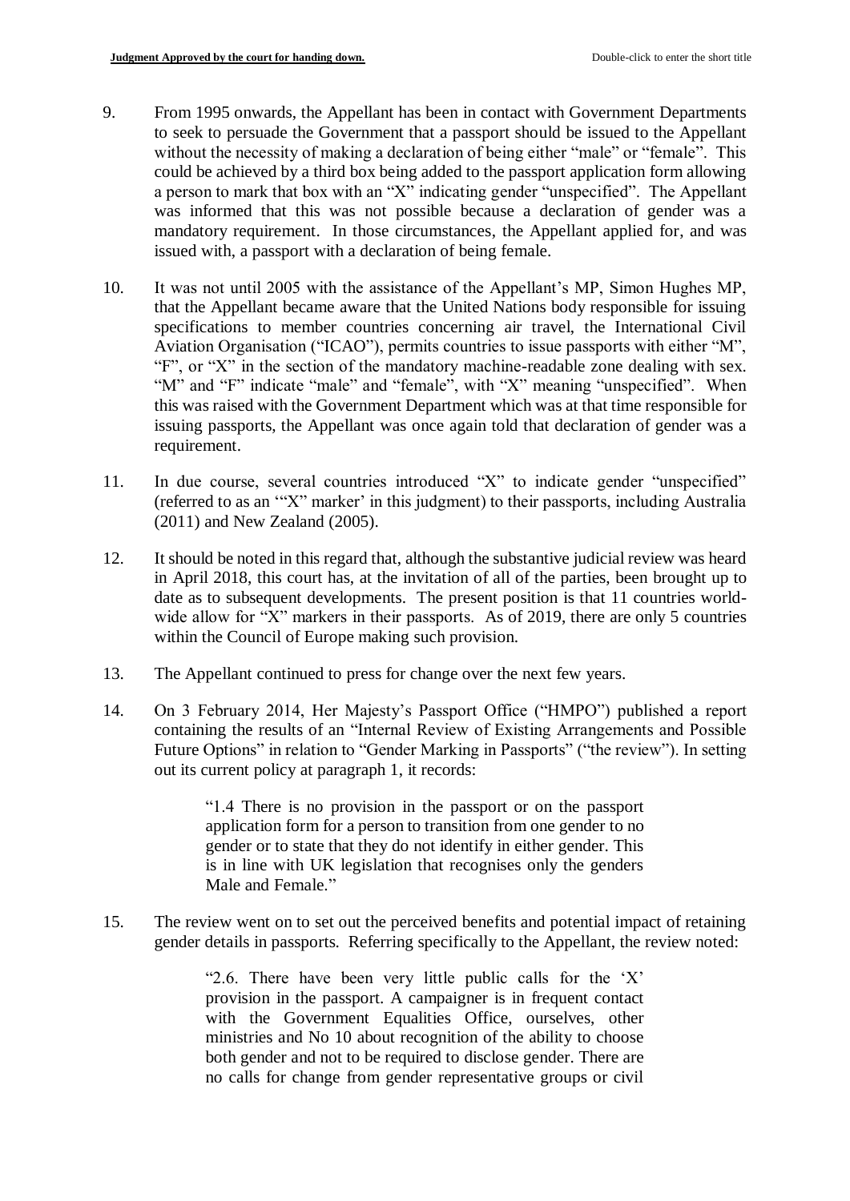9. From 1995 onwards, the Appellant has been in contact with Government Departments to seek to persuade the Government that a passport should be issued to the Appellant without the necessity of making a declaration of being either "male" or "female". This could be achieved by a third box being added to the passport application form allowing a person to mark that box with an "X" indicating gender "unspecified". The Appellant was informed that this was not possible because a declaration of gender was a mandatory requirement. In those circumstances, the Appellant applied for, and was issued with, a passport with a declaration of being female.

10. It was not until 2005 with the assistance of the Appellant's MP, Simon Hughes MP, that the Appellant became aware that the United Nations body responsible for issuing specifications to member countries concerning air travel, the International Civil Aviation Organisation ("ICAO"), permits countries to issue passports with either "M", "F", or "X" in the section of the mandatory machine-readable zone dealing with sex. "M" and "F" indicate "male" and "female", with "X" meaning "unspecified". When this was raised with the Government Department which was at that time responsible for issuing passports, the Appellant was once again told that declaration of gender was a requirement.

11. In due course, several countries introduced "X" to indicate gender "unspecified" (referred to as an '"X" marker' in this judgment) to their passports, including Australia (2011) and New Zealand (2005).

12. It should be noted in this regard that, although the substantive judicial review was heard in April 2018, this court has, at the invitation of all of the parties, been brought up to date as to subsequent developments. The present position is that 11 countries world-wide allow for "X" markers in their passports. As of 2019, there are only 5 countries within the Council of Europe making such provision.

13. The Appellant continued to press for change over the next few years.

14. On 3 February 2014, Her Majesty's Passport Office ("HMPO") published a report containing the results of an "Internal Review of Existing Arrangements and Possible Future Options" in relation to "Gender Marking in Passports" ("the review"). In setting out its current policy at paragraph 1, it records:

> "1.4 There is no provision in the passport or on the passport application form for a person to transition from one gender to no gender or to state that they do not identify in either gender. This is in line with UK legislation that recognises only the genders Male and Female."

15. The review went on to set out the perceived benefits and potential impact of retaining gender details in passports. Referring specifically to the Appellant, the review noted:

> "2.6. There have been very little public calls for the 'X' provision in the passport. A campaigner is in frequent contact with the Government Equalities Office, ourselves, other ministries and No 10 about recognition of the ability to choose both gender and not to be required to disclose gender. There are no calls for change from gender representative groups or civil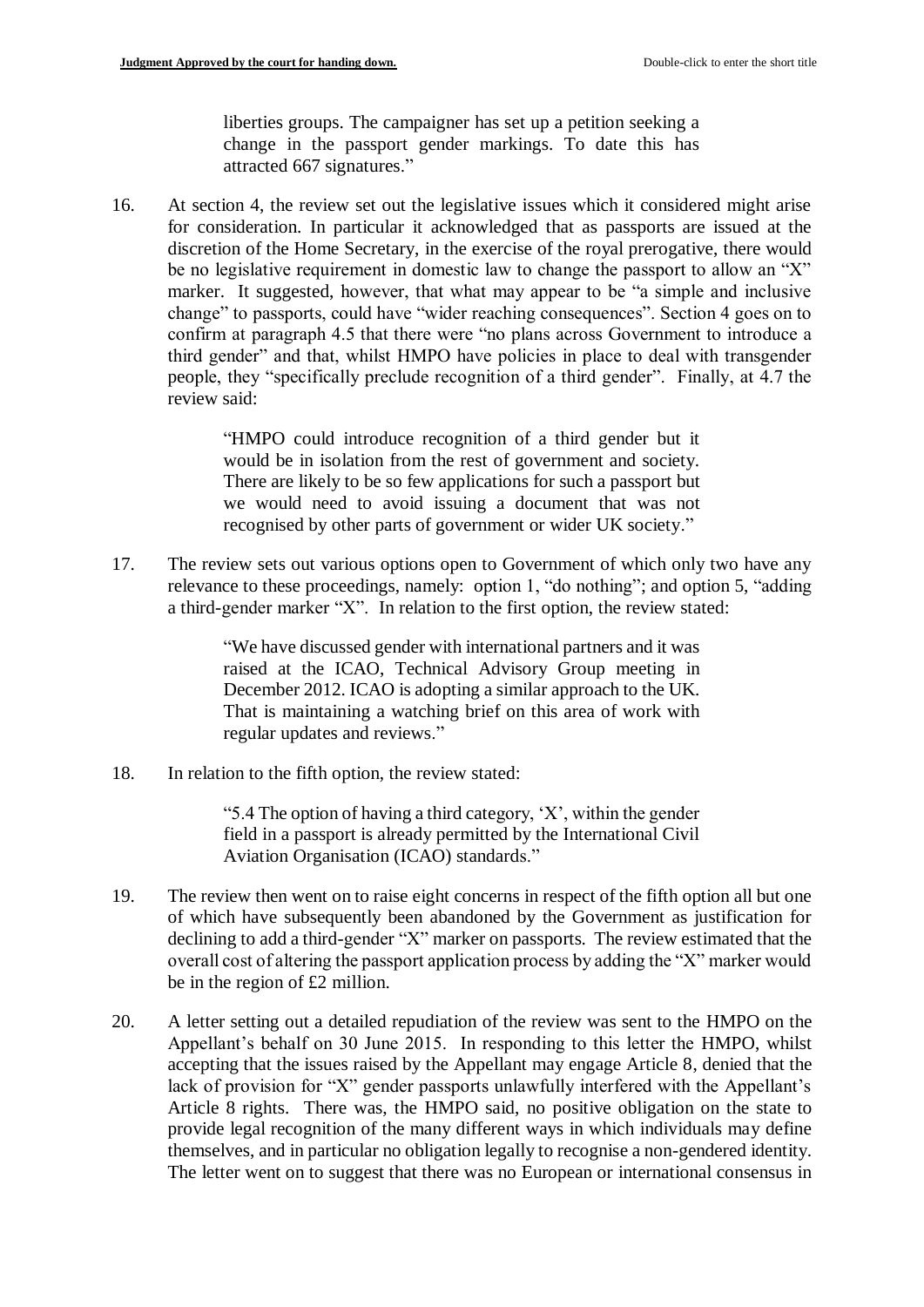> liberties groups. The campaigner has set up a petition seeking a change in the passport gender markings. To date this has attracted 667 signatures."

16. At section 4, the review set out the legislative issues which it considered might arise for consideration. In particular it acknowledged that as passports are issued at the discretion of the Home Secretary, in the exercise of the royal prerogative, there would be no legislative requirement in domestic law to change the passport to allow an "X" marker. It suggested, however, that what may appear to be "a simple and inclusive change" to passports, could have "wider reaching consequences". Section 4 goes on to confirm at paragraph 4.5 that there were "no plans across Government to introduce a third gender" and that, whilst HMPO have policies in place to deal with transgender people, they "specifically preclude recognition of a third gender". Finally, at 4.7 the review said:

> "HMPO could introduce recognition of a third gender but it would be in isolation from the rest of government and society. There are likely to be so few applications for such a passport but we would need to avoid issuing a document that was not recognised by other parts of government or wider UK society."

17. The review sets out various options open to Government of which only two have any relevance to these proceedings, namely: option 1, "do nothing"; and option 5, "adding a third-gender marker "X". In relation to the first option, the review stated:

> "We have discussed gender with international partners and it was raised at the ICAO, Technical Advisory Group meeting in December 2012. ICAO is adopting a similar approach to the UK. That is maintaining a watching brief on this area of work with regular updates and reviews."

18. In relation to the fifth option, the review stated:

> "5.4 The option of having a third category, 'X', within the gender field in a passport is already permitted by the International Civil Aviation Organisation (ICAO) standards."

19. The review then went on to raise eight concerns in respect of the fifth option all but one of which have subsequently been abandoned by the Government as justification for declining to add a third-gender "X" marker on passports. The review estimated that the overall cost of altering the passport application process by adding the "X" marker would be in the region of £2 million.

20. A letter setting out a detailed repudiation of the review was sent to the HMPO on the Appellant's behalf on 30 June 2015. In responding to this letter the HMPO, whilst accepting that the issues raised by the Appellant may engage Article 8, denied that the lack of provision for "X" gender passports unlawfully interfered with the Appellant's Article 8 rights. There was, the HMPO said, no positive obligation on the state to provide legal recognition of the many different ways in which individuals may define themselves, and in particular no obligation legally to recognise a non-gendered identity. The letter went on to suggest that there was no European or international consensus in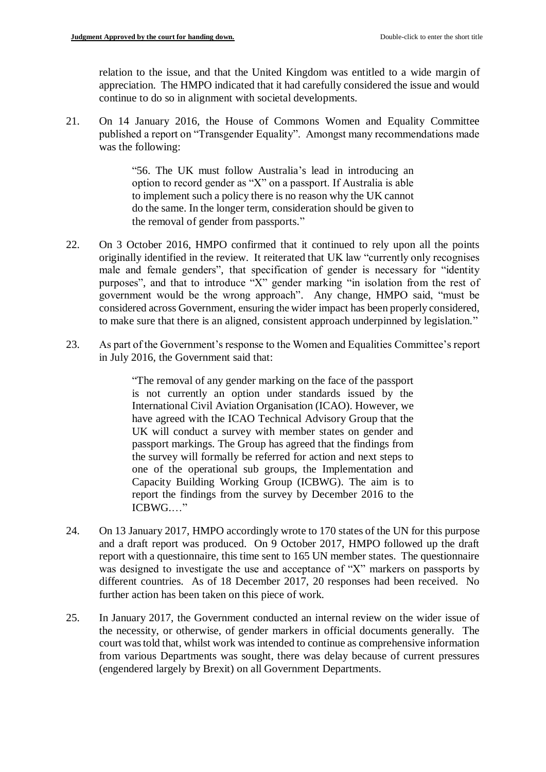relation to the issue, and that the United Kingdom was entitled to a wide margin of appreciation. The HMPO indicated that it had carefully considered the issue and would continue to do so in alignment with societal developments.

21. On 14 January 2016, the House of Commons Women and Equality Committee published a report on "Transgender Equality". Amongst many recommendations made was the following:

> "56. The UK must follow Australia's lead in introducing an option to record gender as "X" on a passport. If Australia is able to implement such a policy there is no reason why the UK cannot do the same. In the longer term, consideration should be given to the removal of gender from passports."

22. On 3 October 2016, HMPO confirmed that it continued to rely upon all the points originally identified in the review. It reiterated that UK law "currently only recognises male and female genders", that specification of gender is necessary for "identity purposes", and that to introduce "X" gender marking "in isolation from the rest of government would be the wrong approach". Any change, HMPO said, "must be considered across Government, ensuring the wider impact has been properly considered, to make sure that there is an aligned, consistent approach underpinned by legislation."

23. As part of the Government's response to the Women and Equalities Committee's report in July 2016, the Government said that:

> "The removal of any gender marking on the face of the passport is not currently an option under standards issued by the International Civil Aviation Organisation (ICAO). However, we have agreed with the ICAO Technical Advisory Group that the UK will conduct a survey with member states on gender and passport markings. The Group has agreed that the findings from the survey will formally be referred for action and next steps to one of the operational sub groups, the Implementation and Capacity Building Working Group (ICBWG). The aim is to report the findings from the survey by December 2016 to the ICBWG.…"

24. On 13 January 2017, HMPO accordingly wrote to 170 states of the UN for this purpose and a draft report was produced. On 9 October 2017, HMPO followed up the draft report with a questionnaire, this time sent to 165 UN member states. The questionnaire was designed to investigate the use and acceptance of "X" markers on passports by different countries. As of 18 December 2017, 20 responses had been received. No further action has been taken on this piece of work.

25. In January 2017, the Government conducted an internal review on the wider issue of the necessity, or otherwise, of gender markers in official documents generally. The court was told that, whilst work was intended to continue as comprehensive information from various Departments was sought, there was delay because of current pressures (engendered largely by Brexit) on all Government Departments.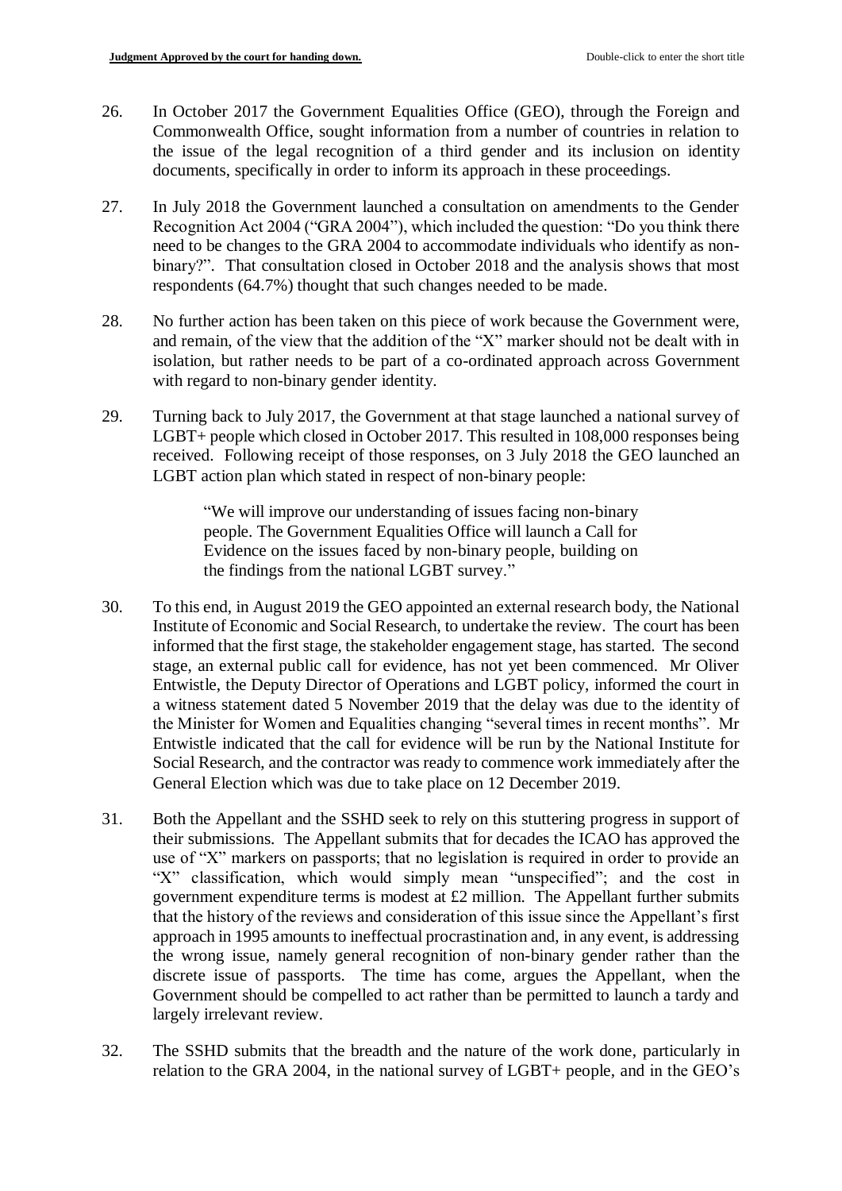26. In October 2017 the Government Equalities Office (GEO), through the Foreign and Commonwealth Office, sought information from a number of countries in relation to the issue of the legal recognition of a third gender and its inclusion on identity documents, specifically in order to inform its approach in these proceedings.

27. In July 2018 the Government launched a consultation on amendments to the Gender Recognition Act 2004 ("GRA 2004"), which included the question: "Do you think there need to be changes to the GRA 2004 to accommodate individuals who identify as non-binary?". That consultation closed in October 2018 and the analysis shows that most respondents (64.7%) thought that such changes needed to be made.

28. No further action has been taken on this piece of work because the Government were, and remain, of the view that the addition of the "X" marker should not be dealt with in isolation, but rather needs to be part of a co-ordinated approach across Government with regard to non-binary gender identity.

29. Turning back to July 2017, the Government at that stage launched a national survey of LGBT+ people which closed in October 2017. This resulted in 108,000 responses being received. Following receipt of those responses, on 3 July 2018 the GEO launched an LGBT action plan which stated in respect of non-binary people:

> "We will improve our understanding of issues facing non-binary people. The Government Equalities Office will launch a Call for Evidence on the issues faced by non-binary people, building on the findings from the national LGBT survey."

30. To this end, in August 2019 the GEO appointed an external research body, the National Institute of Economic and Social Research, to undertake the review. The court has been informed that the first stage, the stakeholder engagement stage, has started. The second stage, an external public call for evidence, has not yet been commenced. Mr Oliver Entwistle, the Deputy Director of Operations and LGBT policy, informed the court in a witness statement dated 5 November 2019 that the delay was due to the identity of the Minister for Women and Equalities changing "several times in recent months". Mr Entwistle indicated that the call for evidence will be run by the National Institute for Social Research, and the contractor was ready to commence work immediately after the General Election which was due to take place on 12 December 2019.

31. Both the Appellant and the SSHD seek to rely on this stuttering progress in support of their submissions. The Appellant submits that for decades the ICAO has approved the use of "X" markers on passports; that no legislation is required in order to provide an "X" classification, which would simply mean "unspecified"; and the cost in government expenditure terms is modest at £2 million. The Appellant further submits that the history of the reviews and consideration of this issue since the Appellant's first approach in 1995 amounts to ineffectual procrastination and, in any event, is addressing the wrong issue, namely general recognition of non-binary gender rather than the discrete issue of passports. The time has come, argues the Appellant, when the Government should be compelled to act rather than be permitted to launch a tardy and largely irrelevant review.

32. The SSHD submits that the breadth and the nature of the work done, particularly in relation to the GRA 2004, in the national survey of LGBT+ people, and in the GEO's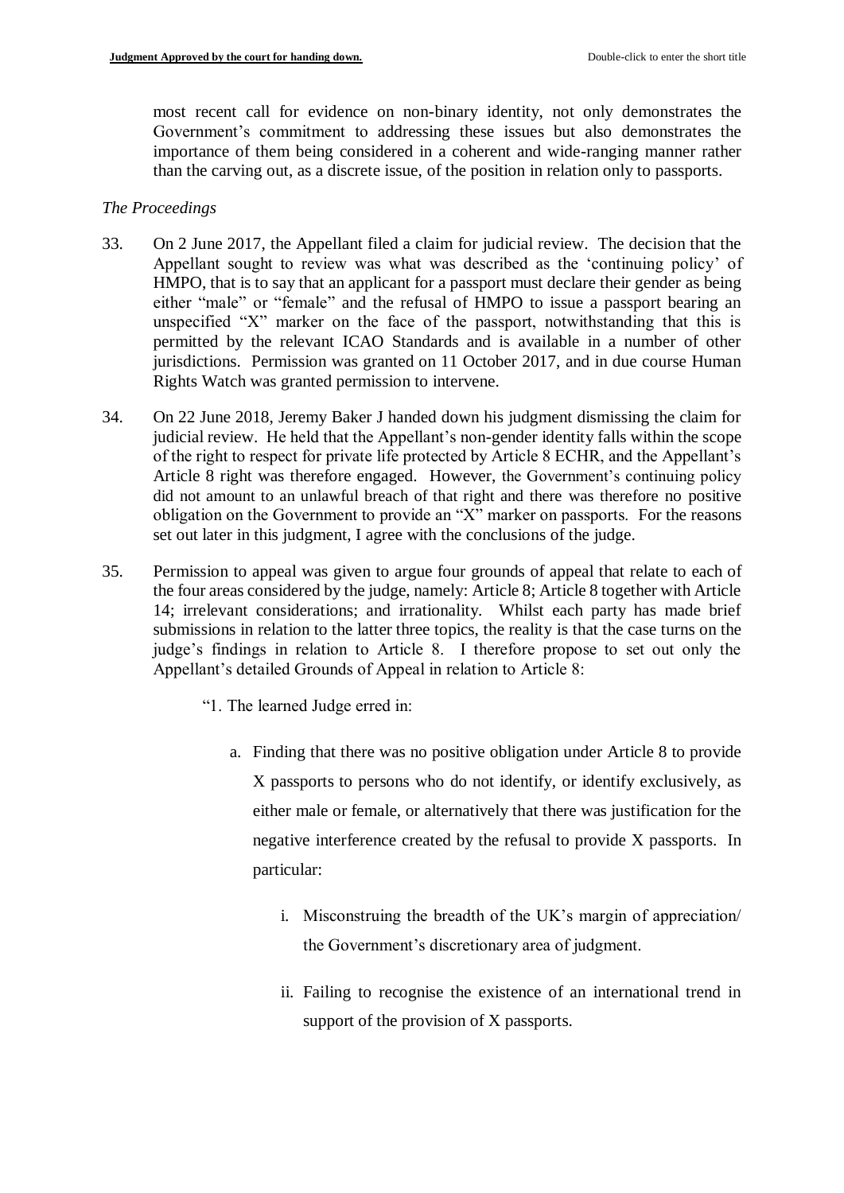most recent call for evidence on non-binary identity, not only demonstrates the Government's commitment to addressing these issues but also demonstrates the importance of them being considered in a coherent and wide-ranging manner rather than the carving out, as a discrete issue, of the position in relation only to passports.

*The Proceedings*

33. On 2 June 2017, the Appellant filed a claim for judicial review. The decision that the Appellant sought to review was what was described as the 'continuing policy' of HMPO, that is to say that an applicant for a passport must declare their gender as being either "male" or "female" and the refusal of HMPO to issue a passport bearing an unspecified "X" marker on the face of the passport, notwithstanding that this is permitted by the relevant ICAO Standards and is available in a number of other jurisdictions. Permission was granted on 11 October 2017, and in due course Human Rights Watch was granted permission to intervene.

34. On 22 June 2018, Jeremy Baker J handed down his judgment dismissing the claim for judicial review. He held that the Appellant's non-gender identity falls within the scope of the right to respect for private life protected by Article 8 ECHR, and the Appellant's Article 8 right was therefore engaged. However, the Government's continuing policy did not amount to an unlawful breach of that right and there was therefore no positive obligation on the Government to provide an "X" marker on passports. For the reasons set out later in this judgment, I agree with the conclusions of the judge.

35. Permission to appeal was given to argue four grounds of appeal that relate to each of the four areas considered by the judge, namely: Article 8; Article 8 together with Article 14; irrelevant considerations; and irrationality. Whilst each party has made brief submissions in relation to the latter three topics, the reality is that the case turns on the judge's findings in relation to Article 8. I therefore propose to set out only the Appellant's detailed Grounds of Appeal in relation to Article 8:

   "1. The learned Judge erred in:

   a. Finding that there was no positive obligation under Article 8 to provide X passports to persons who do not identify, or identify exclusively, as either male or female, or alternatively that there was justification for the negative interference created by the refusal to provide X passports. In particular:

      i. Misconstruing the breadth of the UK's margin of appreciation/ the Government's discretionary area of judgment.

      ii. Failing to recognise the existence of an international trend in support of the provision of X passports.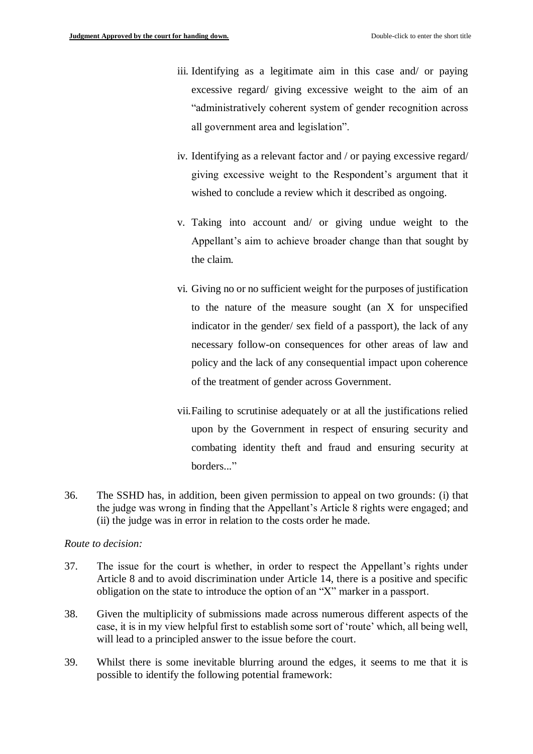iii. Identifying as a legitimate aim in this case and/ or paying excessive regard/ giving excessive weight to the aim of an "administratively coherent system of gender recognition across all government area and legislation".

iv. Identifying as a relevant factor and / or paying excessive regard/ giving excessive weight to the Respondent's argument that it wished to conclude a review which it described as ongoing.

v. Taking into account and/ or giving undue weight to the Appellant's aim to achieve broader change than that sought by the claim.

vi. Giving no or no sufficient weight for the purposes of justification to the nature of the measure sought (an X for unspecified indicator in the gender/ sex field of a passport), the lack of any necessary follow-on consequences for other areas of law and policy and the lack of any consequential impact upon coherence of the treatment of gender across Government.

vii. Failing to scrutinise adequately or at all the justifications relied upon by the Government in respect of ensuring security and combating identity theft and fraud and ensuring security at borders..."

36. The SSHD has, in addition, been given permission to appeal on two grounds: (i) that the judge was wrong in finding that the Appellant's Article 8 rights were engaged; and (ii) the judge was in error in relation to the costs order he made.

*Route to decision:*

37. The issue for the court is whether, in order to respect the Appellant's rights under Article 8 and to avoid discrimination under Article 14, there is a positive and specific obligation on the state to introduce the option of an "X" marker in a passport.

38. Given the multiplicity of submissions made across numerous different aspects of the case, it is in my view helpful first to establish some sort of 'route' which, all being well, will lead to a principled answer to the issue before the court.

39. Whilst there is some inevitable blurring around the edges, it seems to me that it is possible to identify the following potential framework: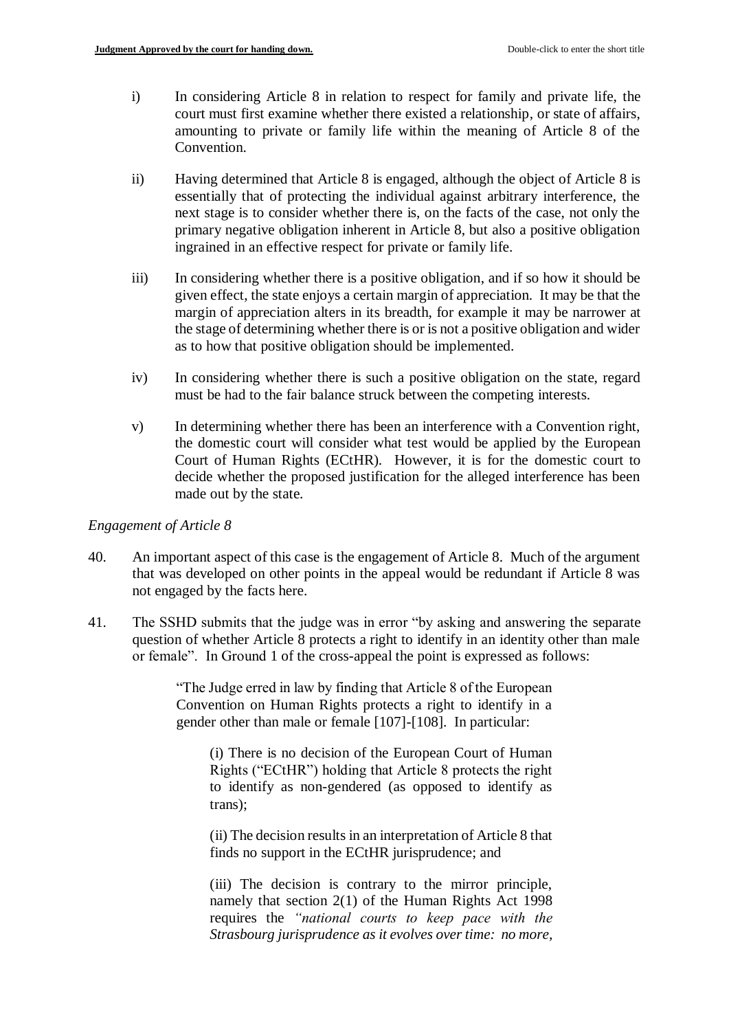i) In considering Article 8 in relation to respect for family and private life, the court must first examine whether there existed a relationship, or state of affairs, amounting to private or family life within the meaning of Article 8 of the Convention.

ii) Having determined that Article 8 is engaged, although the object of Article 8 is essentially that of protecting the individual against arbitrary interference, the next stage is to consider whether there is, on the facts of the case, not only the primary negative obligation inherent in Article 8, but also a positive obligation ingrained in an effective respect for private or family life.

iii) In considering whether there is a positive obligation, and if so how it should be given effect, the state enjoys a certain margin of appreciation. It may be that the margin of appreciation alters in its breadth, for example it may be narrower at the stage of determining whether there is or is not a positive obligation and wider as to how that positive obligation should be implemented.

iv) In considering whether there is such a positive obligation on the state, regard must be had to the fair balance struck between the competing interests.

v) In determining whether there has been an interference with a Convention right, the domestic court will consider what test would be applied by the European Court of Human Rights (ECtHR). However, it is for the domestic court to decide whether the proposed justification for the alleged interference has been made out by the state.

*Engagement of Article 8*

40. An important aspect of this case is the engagement of Article 8. Much of the argument that was developed on other points in the appeal would be redundant if Article 8 was not engaged by the facts here.

41. The SSHD submits that the judge was in error "by asking and answering the separate question of whether Article 8 protects a right to identify in an identity other than male or female". In Ground 1 of the cross-appeal the point is expressed as follows:

> "The Judge erred in law by finding that Article 8 of the European Convention on Human Rights protects a right to identify in a gender other than male or female [107]-[108]. In particular:
>
> > (i) There is no decision of the European Court of Human Rights ("ECtHR") holding that Article 8 protects the right to identify as non-gendered (as opposed to identify as trans);
> >
> > (ii) The decision results in an interpretation of Article 8 that finds no support in the ECtHR jurisprudence; and
> >
> > (iii) The decision is contrary to the mirror principle, namely that section 2(1) of the Human Rights Act 1998 requires the *"national courts to keep pace with the Strasbourg jurisprudence as it evolves over time: no more,*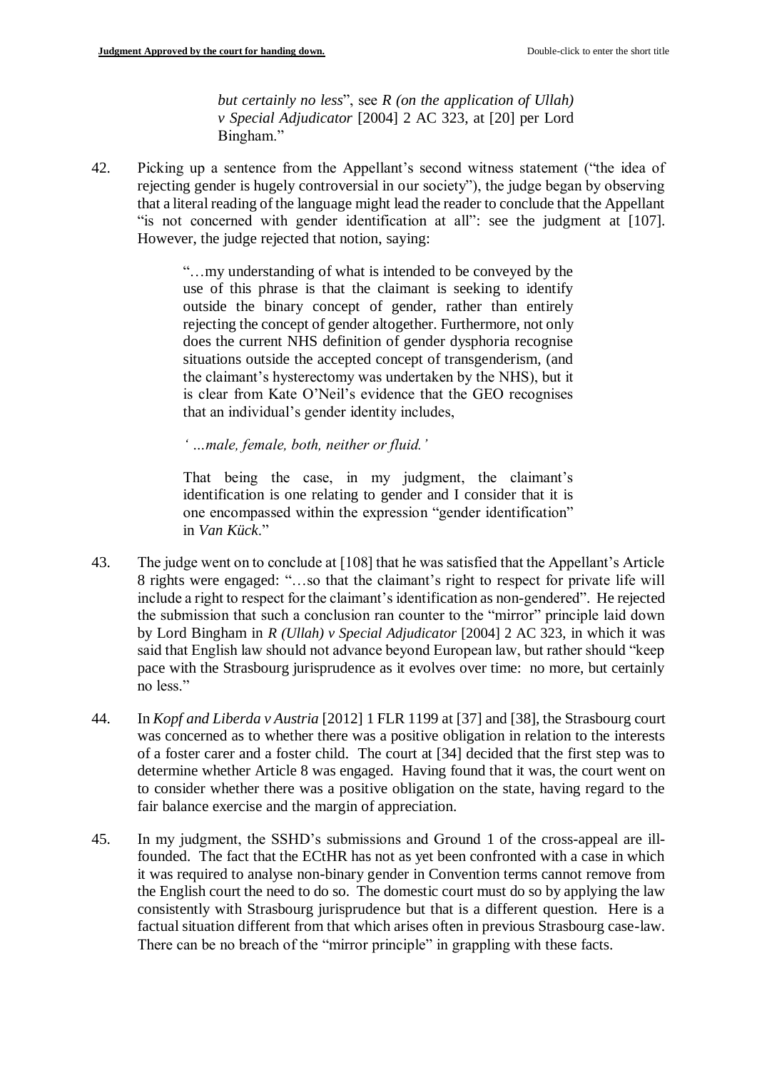> *but certainly no less*", see *R (on the application of Ullah) v Special Adjudicator* [2004] 2 AC 323, at [20] per Lord Bingham."

42. Picking up a sentence from the Appellant's second witness statement ("the idea of rejecting gender is hugely controversial in our society"), the judge began by observing that a literal reading of the language might lead the reader to conclude that the Appellant "is not concerned with gender identification at all": see the judgment at [107]. However, the judge rejected that notion, saying:

> "…my understanding of what is intended to be conveyed by the use of this phrase is that the claimant is seeking to identify outside the binary concept of gender, rather than entirely rejecting the concept of gender altogether. Furthermore, not only does the current NHS definition of gender dysphoria recognise situations outside the accepted concept of transgenderism, (and the claimant's hysterectomy was undertaken by the NHS), but it is clear from Kate O'Neil's evidence that the GEO recognises that an individual's gender identity includes,
>
> *' …male, female, both, neither or fluid.'*
>
> That being the case, in my judgment, the claimant's identification is one relating to gender and I consider that it is one encompassed within the expression "gender identification" in *Van Kück*."

43. The judge went on to conclude at [108] that he was satisfied that the Appellant's Article 8 rights were engaged: "…so that the claimant's right to respect for private life will include a right to respect for the claimant's identification as non-gendered". He rejected the submission that such a conclusion ran counter to the "mirror" principle laid down by Lord Bingham in *R (Ullah) v Special Adjudicator* [2004] 2 AC 323, in which it was said that English law should not advance beyond European law, but rather should "keep pace with the Strasbourg jurisprudence as it evolves over time: no more, but certainly no less."

44. In *Kopf and Liberda v Austria* [2012] 1 FLR 1199 at [37] and [38], the Strasbourg court was concerned as to whether there was a positive obligation in relation to the interests of a foster carer and a foster child. The court at [34] decided that the first step was to determine whether Article 8 was engaged. Having found that it was, the court went on to consider whether there was a positive obligation on the state, having regard to the fair balance exercise and the margin of appreciation.

45. In my judgment, the SSHD's submissions and Ground 1 of the cross-appeal are ill-founded. The fact that the ECtHR has not as yet been confronted with a case in which it was required to analyse non-binary gender in Convention terms cannot remove from the English court the need to do so. The domestic court must do so by applying the law consistently with Strasbourg jurisprudence but that is a different question. Here is a factual situation different from that which arises often in previous Strasbourg case-law. There can be no breach of the "mirror principle" in grappling with these facts.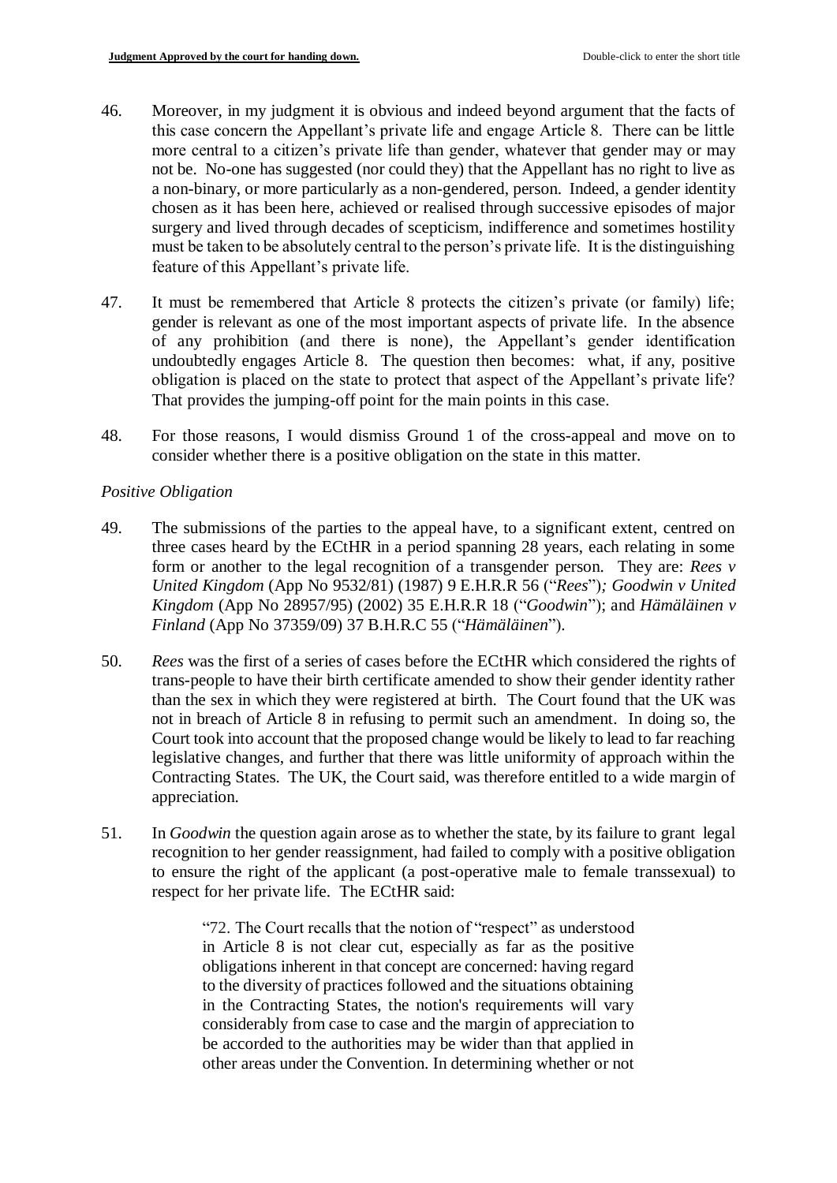46. Moreover, in my judgment it is obvious and indeed beyond argument that the facts of this case concern the Appellant's private life and engage Article 8. There can be little more central to a citizen's private life than gender, whatever that gender may or may not be. No-one has suggested (nor could they) that the Appellant has no right to live as a non-binary, or more particularly as a non-gendered, person. Indeed, a gender identity chosen as it has been here, achieved or realised through successive episodes of major surgery and lived through decades of scepticism, indifference and sometimes hostility must be taken to be absolutely central to the person's private life. It is the distinguishing feature of this Appellant's private life.

47. It must be remembered that Article 8 protects the citizen's private (or family) life; gender is relevant as one of the most important aspects of private life. In the absence of any prohibition (and there is none), the Appellant's gender identification undoubtedly engages Article 8. The question then becomes: what, if any, positive obligation is placed on the state to protect that aspect of the Appellant's private life? That provides the jumping-off point for the main points in this case.

48. For those reasons, I would dismiss Ground 1 of the cross-appeal and move on to consider whether there is a positive obligation on the state in this matter.

*Positive Obligation*

49. The submissions of the parties to the appeal have, to a significant extent, centred on three cases heard by the ECtHR in a period spanning 28 years, each relating in some form or another to the legal recognition of a transgender person. They are: *Rees v United Kingdom* (App No 9532/81) (1987) 9 E.H.R.R 56 ("*Rees*")*; Goodwin v United Kingdom* (App No 28957/95) (2002) 35 E.H.R.R 18 ("*Goodwin*"); and *Hämäläinen v Finland* (App No 37359/09) 37 B.H.R.C 55 ("*Hämäläinen*").

50. *Rees* was the first of a series of cases before the ECtHR which considered the rights of trans-people to have their birth certificate amended to show their gender identity rather than the sex in which they were registered at birth. The Court found that the UK was not in breach of Article 8 in refusing to permit such an amendment. In doing so, the Court took into account that the proposed change would be likely to lead to far reaching legislative changes, and further that there was little uniformity of approach within the Contracting States. The UK, the Court said, was therefore entitled to a wide margin of appreciation.

51. In *Goodwin* the question again arose as to whether the state, by its failure to grant legal recognition to her gender reassignment, had failed to comply with a positive obligation to ensure the right of the applicant (a post-operative male to female transsexual) to respect for her private life. The ECtHR said:

> "72. The Court recalls that the notion of "respect" as understood in Article 8 is not clear cut, especially as far as the positive obligations inherent in that concept are concerned: having regard to the diversity of practices followed and the situations obtaining in the Contracting States, the notion's requirements will vary considerably from case to case and the margin of appreciation to be accorded to the authorities may be wider than that applied in other areas under the Convention. In determining whether or not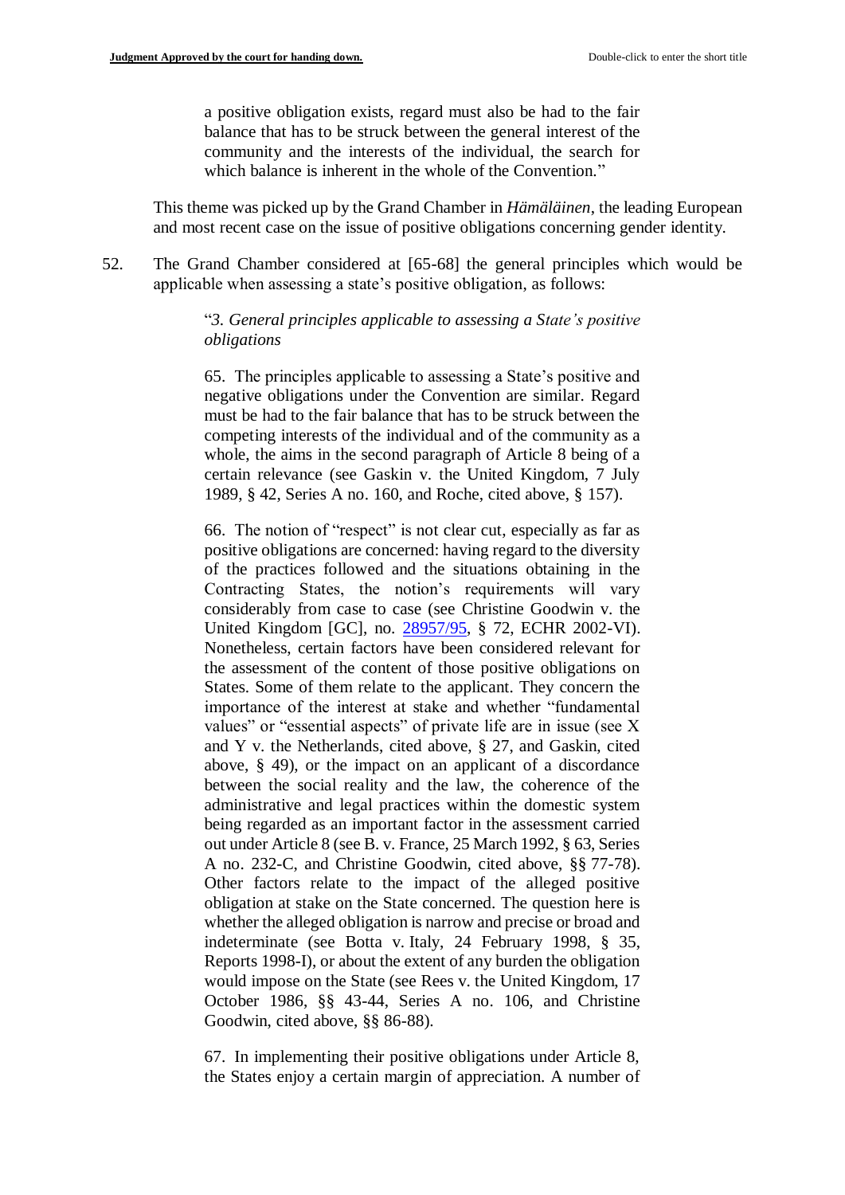> a positive obligation exists, regard must also be had to the fair balance that has to be struck between the general interest of the community and the interests of the individual, the search for which balance is inherent in the whole of the Convention."

This theme was picked up by the Grand Chamber in *Hämäläinen*, the leading European and most recent case on the issue of positive obligations concerning gender identity.

52. The Grand Chamber considered at [65-68] the general principles which would be applicable when assessing a state's positive obligation, as follows:

> "*3. General principles applicable to assessing a State's positive obligations*
>
> 65. The principles applicable to assessing a State's positive and negative obligations under the Convention are similar. Regard must be had to the fair balance that has to be struck between the competing interests of the individual and of the community as a whole, the aims in the second paragraph of Article 8 being of a certain relevance (see Gaskin v. the United Kingdom, 7 July 1989, § 42, Series A no. 160, and Roche, cited above, § 157).
>
> 66. The notion of "respect" is not clear cut, especially as far as positive obligations are concerned: having regard to the diversity of the practices followed and the situations obtaining in the Contracting States, the notion's requirements will vary considerably from case to case (see Christine Goodwin v. the United Kingdom [GC], no. 28957/95, § 72, ECHR 2002-VI). Nonetheless, certain factors have been considered relevant for the assessment of the content of those positive obligations on States. Some of them relate to the applicant. They concern the importance of the interest at stake and whether "fundamental values" or "essential aspects" of private life are in issue (see X and Y v. the Netherlands, cited above, § 27, and Gaskin, cited above, § 49), or the impact on an applicant of a discordance between the social reality and the law, the coherence of the administrative and legal practices within the domestic system being regarded as an important factor in the assessment carried out under Article 8 (see B. v. France, 25 March 1992, § 63, Series A no. 232-C, and Christine Goodwin, cited above, §§ 77-78). Other factors relate to the impact of the alleged positive obligation at stake on the State concerned. The question here is whether the alleged obligation is narrow and precise or broad and indeterminate (see Botta v. Italy, 24 February 1998, § 35, Reports 1998-I), or about the extent of any burden the obligation would impose on the State (see Rees v. the United Kingdom, 17 October 1986, §§ 43-44, Series A no. 106, and Christine Goodwin, cited above, §§ 86-88).
>
> 67. In implementing their positive obligations under Article 8, the States enjoy a certain margin of appreciation. A number of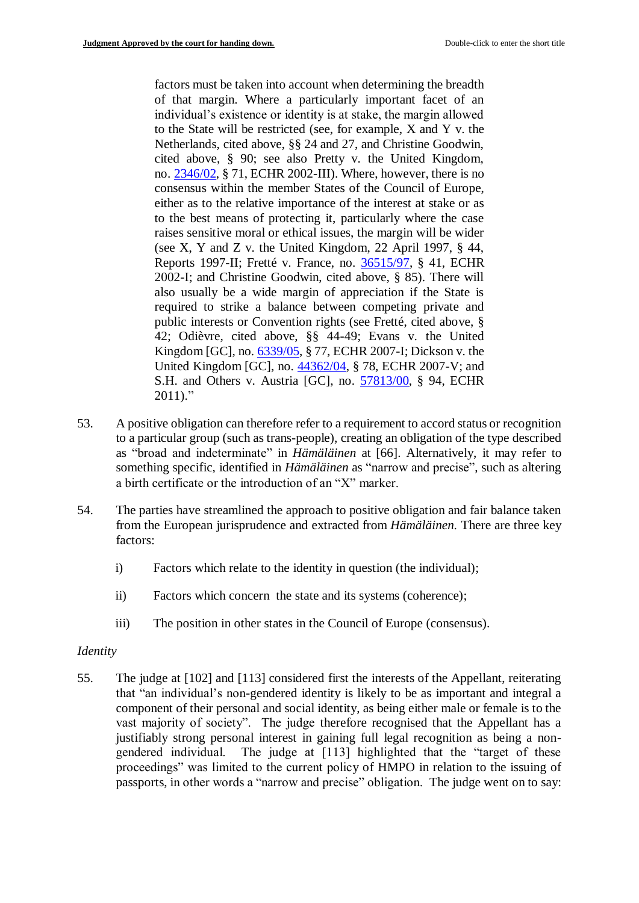factors must be taken into account when determining the breadth of that margin. Where a particularly important facet of an individual's existence or identity is at stake, the margin allowed to the State will be restricted (see, for example, X and Y v. the Netherlands, cited above, §§ 24 and 27, and Christine Goodwin, cited above, § 90; see also Pretty v. the United Kingdom, no. 2346/02, § 71, ECHR 2002-III). Where, however, there is no consensus within the member States of the Council of Europe, either as to the relative importance of the interest at stake or as to the best means of protecting it, particularly where the case raises sensitive moral or ethical issues, the margin will be wider (see X, Y and Z v. the United Kingdom, 22 April 1997, § 44, Reports 1997-II; Fretté v. France, no. 36515/97, § 41, ECHR 2002-I; and Christine Goodwin, cited above, § 85). There will also usually be a wide margin of appreciation if the State is required to strike a balance between competing private and public interests or Convention rights (see Fretté, cited above, § 42; Odièvre, cited above, §§ 44-49; Evans v. the United Kingdom [GC], no. 6339/05, § 77, ECHR 2007-I; Dickson v. the United Kingdom [GC], no. 44362/04, § 78, ECHR 2007-V; and S.H. and Others v. Austria [GC], no. 57813/00, § 94, ECHR 2011)."

53. A positive obligation can therefore refer to a requirement to accord status or recognition to a particular group (such as trans-people), creating an obligation of the type described as "broad and indeterminate" in *Hämäläinen* at [66]. Alternatively, it may refer to something specific, identified in *Hämäläinen* as "narrow and precise", such as altering a birth certificate or the introduction of an "X" marker.

54. The parties have streamlined the approach to positive obligation and fair balance taken from the European jurisprudence and extracted from *Hämäläinen.* There are three key factors:

    i) Factors which relate to the identity in question (the individual);

    ii) Factors which concern the state and its systems (coherence);

    iii) The position in other states in the Council of Europe (consensus).

*Identity*

55. The judge at [102] and [113] considered first the interests of the Appellant, reiterating that "an individual's non-gendered identity is likely to be as important and integral a component of their personal and social identity, as being either male or female is to the vast majority of society". The judge therefore recognised that the Appellant has a justifiably strong personal interest in gaining full legal recognition as being a non-gendered individual. The judge at [113] highlighted that the "target of these proceedings" was limited to the current policy of HMPO in relation to the issuing of passports, in other words a "narrow and precise" obligation. The judge went on to say: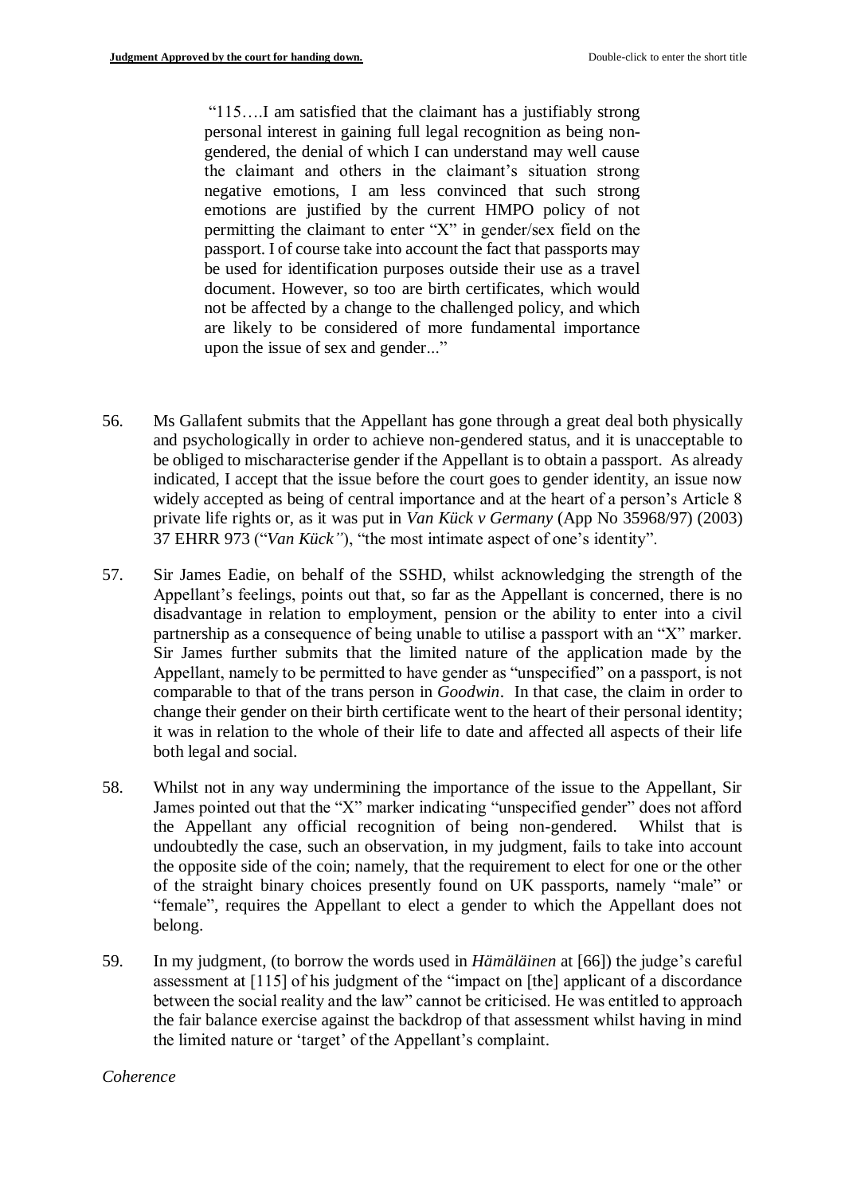> "115….I am satisfied that the claimant has a justifiably strong personal interest in gaining full legal recognition as being non-gendered, the denial of which I can understand may well cause the claimant and others in the claimant's situation strong negative emotions, I am less convinced that such strong emotions are justified by the current HMPO policy of not permitting the claimant to enter "X" in gender/sex field on the passport. I of course take into account the fact that passports may be used for identification purposes outside their use as a travel document. However, so too are birth certificates, which would not be affected by a change to the challenged policy, and which are likely to be considered of more fundamental importance upon the issue of sex and gender..."

56. Ms Gallafent submits that the Appellant has gone through a great deal both physically and psychologically in order to achieve non-gendered status, and it is unacceptable to be obliged to mischaracterise gender if the Appellant is to obtain a passport. As already indicated, I accept that the issue before the court goes to gender identity, an issue now widely accepted as being of central importance and at the heart of a person's Article 8 private life rights or, as it was put in *Van Kück v Germany* (App No 35968/97) (2003) 37 EHRR 973 ("*Van Kück"*), "the most intimate aspect of one's identity".

57. Sir James Eadie, on behalf of the SSHD, whilst acknowledging the strength of the Appellant's feelings, points out that, so far as the Appellant is concerned, there is no disadvantage in relation to employment, pension or the ability to enter into a civil partnership as a consequence of being unable to utilise a passport with an "X" marker. Sir James further submits that the limited nature of the application made by the Appellant, namely to be permitted to have gender as "unspecified" on a passport, is not comparable to that of the trans person in *Goodwin*. In that case, the claim in order to change their gender on their birth certificate went to the heart of their personal identity; it was in relation to the whole of their life to date and affected all aspects of their life both legal and social.

58. Whilst not in any way undermining the importance of the issue to the Appellant, Sir James pointed out that the "X" marker indicating "unspecified gender" does not afford the Appellant any official recognition of being non-gendered. Whilst that is undoubtedly the case, such an observation, in my judgment, fails to take into account the opposite side of the coin; namely, that the requirement to elect for one or the other of the straight binary choices presently found on UK passports, namely "male" or "female", requires the Appellant to elect a gender to which the Appellant does not belong.

59. In my judgment, (to borrow the words used in *Hämäläinen* at [66]) the judge's careful assessment at [115] of his judgment of the "impact on [the] applicant of a discordance between the social reality and the law" cannot be criticised. He was entitled to approach the fair balance exercise against the backdrop of that assessment whilst having in mind the limited nature or 'target' of the Appellant's complaint.

*Coherence*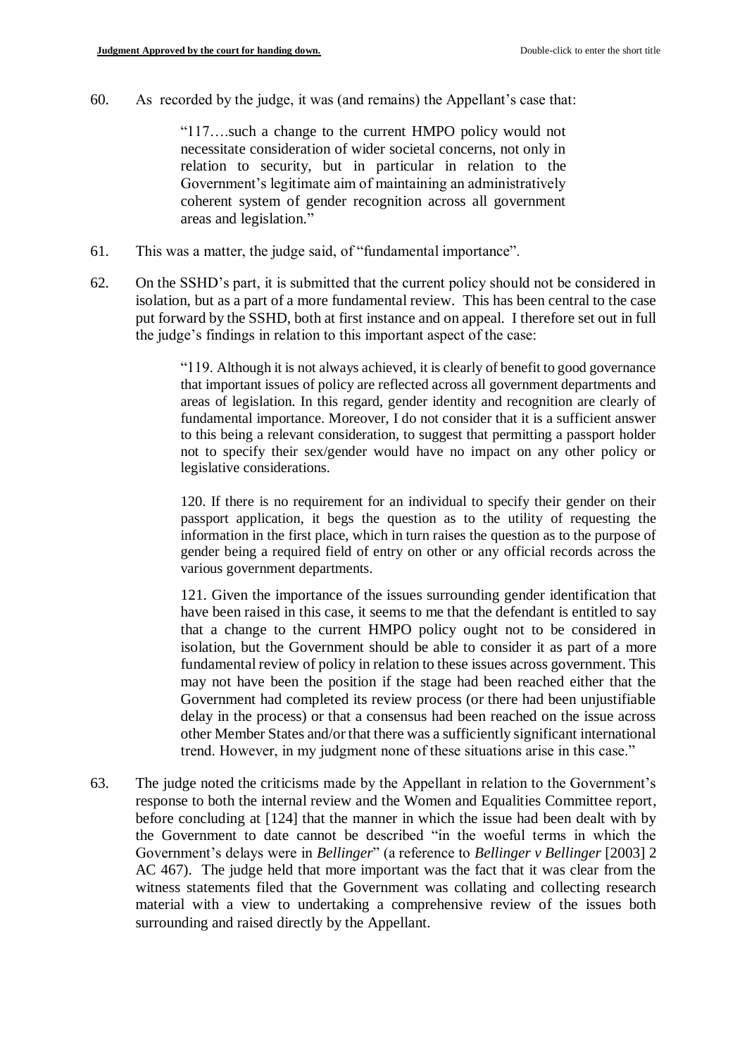60. As recorded by the judge, it was (and remains) the Appellant's case that:

> "117….such a change to the current HMPO policy would not necessitate consideration of wider societal concerns, not only in relation to security, but in particular in relation to the Government's legitimate aim of maintaining an administratively coherent system of gender recognition across all government areas and legislation."

61. This was a matter, the judge said, of "fundamental importance".

62. On the SSHD's part, it is submitted that the current policy should not be considered in isolation, but as a part of a more fundamental review. This has been central to the case put forward by the SSHD, both at first instance and on appeal. I therefore set out in full the judge's findings in relation to this important aspect of the case:

> "119. Although it is not always achieved, it is clearly of benefit to good governance that important issues of policy are reflected across all government departments and areas of legislation. In this regard, gender identity and recognition are clearly of fundamental importance. Moreover, I do not consider that it is a sufficient answer to this being a relevant consideration, to suggest that permitting a passport holder not to specify their sex/gender would have no impact on any other policy or legislative considerations.
>
> 120. If there is no requirement for an individual to specify their gender on their passport application, it begs the question as to the utility of requesting the information in the first place, which in turn raises the question as to the purpose of gender being a required field of entry on other or any official records across the various government departments.
>
> 121. Given the importance of the issues surrounding gender identification that have been raised in this case, it seems to me that the defendant is entitled to say that a change to the current HMPO policy ought not to be considered in isolation, but the Government should be able to consider it as part of a more fundamental review of policy in relation to these issues across government. This may not have been the position if the stage had been reached either that the Government had completed its review process (or there had been unjustifiable delay in the process) or that a consensus had been reached on the issue across other Member States and/or that there was a sufficiently significant international trend. However, in my judgment none of these situations arise in this case."

63. The judge noted the criticisms made by the Appellant in relation to the Government's response to both the internal review and the Women and Equalities Committee report, before concluding at [124] that the manner in which the issue had been dealt with by the Government to date cannot be described "in the woeful terms in which the Government's delays were in *Bellinger*" (a reference to *Bellinger v Bellinger* [2003] 2 AC 467). The judge held that more important was the fact that it was clear from the witness statements filed that the Government was collating and collecting research material with a view to undertaking a comprehensive review of the issues both surrounding and raised directly by the Appellant.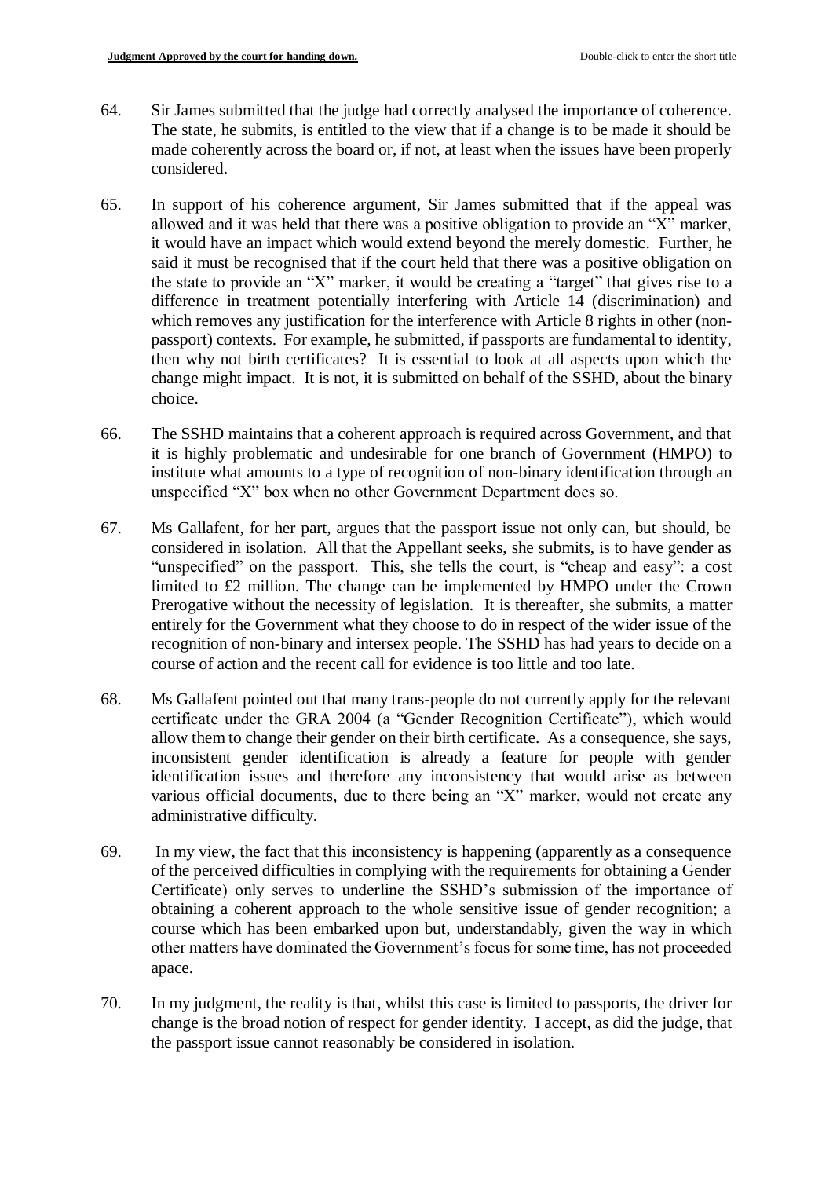64. Sir James submitted that the judge had correctly analysed the importance of coherence. The state, he submits, is entitled to the view that if a change is to be made it should be made coherently across the board or, if not, at least when the issues have been properly considered.

65. In support of his coherence argument, Sir James submitted that if the appeal was allowed and it was held that there was a positive obligation to provide an "X" marker, it would have an impact which would extend beyond the merely domestic. Further, he said it must be recognised that if the court held that there was a positive obligation on the state to provide an "X" marker, it would be creating a "target" that gives rise to a difference in treatment potentially interfering with Article 14 (discrimination) and which removes any justification for the interference with Article 8 rights in other (non-passport) contexts. For example, he submitted, if passports are fundamental to identity, then why not birth certificates? It is essential to look at all aspects upon which the change might impact. It is not, it is submitted on behalf of the SSHD, about the binary choice.

66. The SSHD maintains that a coherent approach is required across Government, and that it is highly problematic and undesirable for one branch of Government (HMPO) to institute what amounts to a type of recognition of non-binary identification through an unspecified "X" box when no other Government Department does so.

67. Ms Gallafent, for her part, argues that the passport issue not only can, but should, be considered in isolation. All that the Appellant seeks, she submits, is to have gender as "unspecified" on the passport. This, she tells the court, is "cheap and easy": a cost limited to £2 million. The change can be implemented by HMPO under the Crown Prerogative without the necessity of legislation. It is thereafter, she submits, a matter entirely for the Government what they choose to do in respect of the wider issue of the recognition of non-binary and intersex people. The SSHD has had years to decide on a course of action and the recent call for evidence is too little and too late.

68. Ms Gallafent pointed out that many trans-people do not currently apply for the relevant certificate under the GRA 2004 (a "Gender Recognition Certificate"), which would allow them to change their gender on their birth certificate. As a consequence, she says, inconsistent gender identification is already a feature for people with gender identification issues and therefore any inconsistency that would arise as between various official documents, due to there being an "X" marker, would not create any administrative difficulty.

69. In my view, the fact that this inconsistency is happening (apparently as a consequence of the perceived difficulties in complying with the requirements for obtaining a Gender Certificate) only serves to underline the SSHD's submission of the importance of obtaining a coherent approach to the whole sensitive issue of gender recognition; a course which has been embarked upon but, understandably, given the way in which other matters have dominated the Government's focus for some time, has not proceeded apace.

70. In my judgment, the reality is that, whilst this case is limited to passports, the driver for change is the broad notion of respect for gender identity. I accept, as did the judge, that the passport issue cannot reasonably be considered in isolation.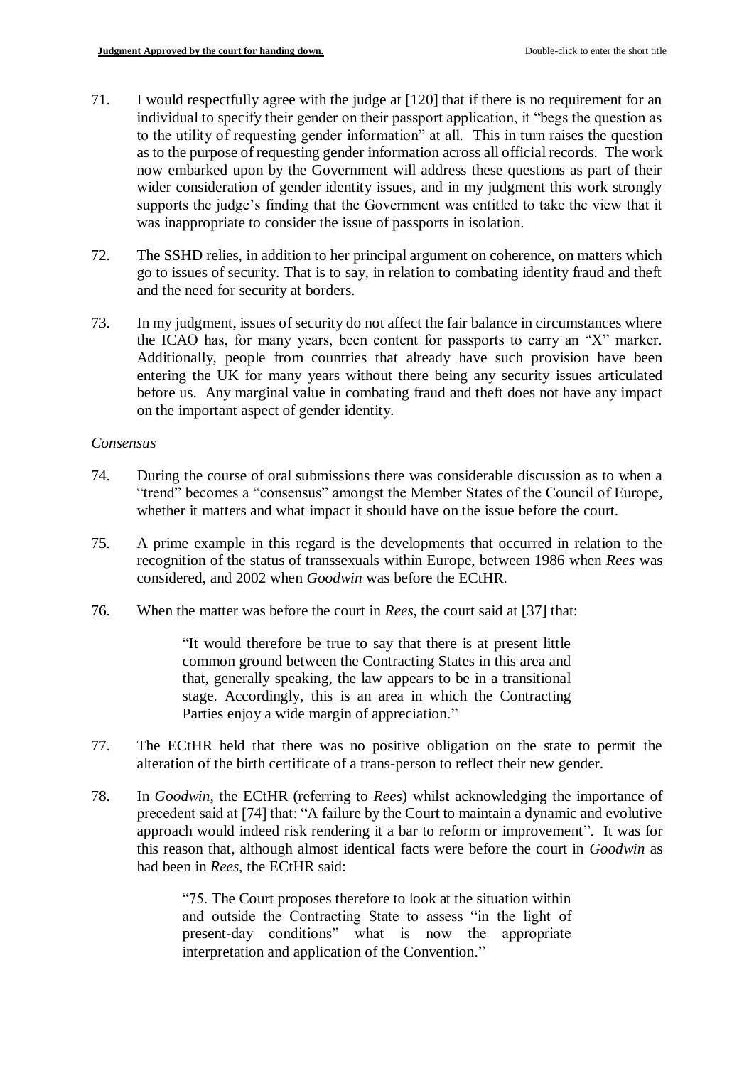71. I would respectfully agree with the judge at [120] that if there is no requirement for an individual to specify their gender on their passport application, it "begs the question as to the utility of requesting gender information" at all. This in turn raises the question as to the purpose of requesting gender information across all official records. The work now embarked upon by the Government will address these questions as part of their wider consideration of gender identity issues, and in my judgment this work strongly supports the judge's finding that the Government was entitled to take the view that it was inappropriate to consider the issue of passports in isolation.

72. The SSHD relies, in addition to her principal argument on coherence, on matters which go to issues of security. That is to say, in relation to combating identity fraud and theft and the need for security at borders.

73. In my judgment, issues of security do not affect the fair balance in circumstances where the ICAO has, for many years, been content for passports to carry an "X" marker. Additionally, people from countries that already have such provision have been entering the UK for many years without there being any security issues articulated before us. Any marginal value in combating fraud and theft does not have any impact on the important aspect of gender identity.

*Consensus*

74. During the course of oral submissions there was considerable discussion as to when a "trend" becomes a "consensus" amongst the Member States of the Council of Europe, whether it matters and what impact it should have on the issue before the court.

75. A prime example in this regard is the developments that occurred in relation to the recognition of the status of transsexuals within Europe, between 1986 when *Rees* was considered, and 2002 when *Goodwin* was before the ECtHR.

76. When the matter was before the court in *Rees*, the court said at [37] that:

> "It would therefore be true to say that there is at present little common ground between the Contracting States in this area and that, generally speaking, the law appears to be in a transitional stage. Accordingly, this is an area in which the Contracting Parties enjoy a wide margin of appreciation."

77. The ECtHR held that there was no positive obligation on the state to permit the alteration of the birth certificate of a trans-person to reflect their new gender.

78. In *Goodwin*, the ECtHR (referring to *Rees*) whilst acknowledging the importance of precedent said at [74] that: "A failure by the Court to maintain a dynamic and evolutive approach would indeed risk rendering it a bar to reform or improvement". It was for this reason that, although almost identical facts were before the court in *Goodwin* as had been in *Rees*, the ECtHR said:

> "75. The Court proposes therefore to look at the situation within and outside the Contracting State to assess "in the light of present-day conditions" what is now the appropriate interpretation and application of the Convention."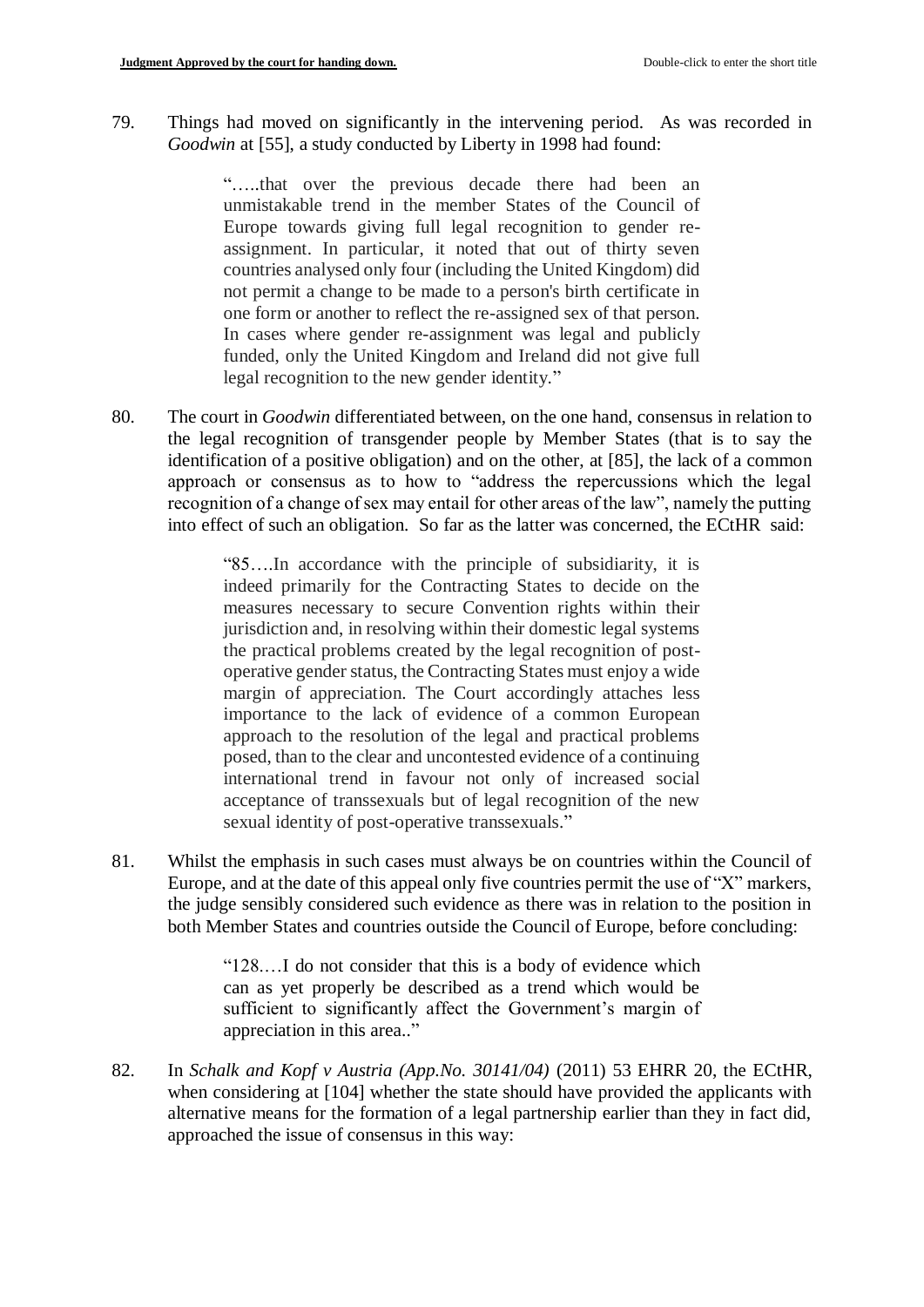79. Things had moved on significantly in the intervening period. As was recorded in *Goodwin* at [55], a study conducted by Liberty in 1998 had found:

> "…..that over the previous decade there had been an unmistakable trend in the member States of the Council of Europe towards giving full legal recognition to gender re-assignment. In particular, it noted that out of thirty seven countries analysed only four (including the United Kingdom) did not permit a change to be made to a person's birth certificate in one form or another to reflect the re-assigned sex of that person. In cases where gender re-assignment was legal and publicly funded, only the United Kingdom and Ireland did not give full legal recognition to the new gender identity."

80. The court in *Goodwin* differentiated between, on the one hand, consensus in relation to the legal recognition of transgender people by Member States (that is to say the identification of a positive obligation) and on the other, at [85], the lack of a common approach or consensus as to how to "address the repercussions which the legal recognition of a change of sex may entail for other areas of the law", namely the putting into effect of such an obligation. So far as the latter was concerned, the ECtHR said:

> "85….In accordance with the principle of subsidiarity, it is indeed primarily for the Contracting States to decide on the measures necessary to secure Convention rights within their jurisdiction and, in resolving within their domestic legal systems the practical problems created by the legal recognition of post-operative gender status, the Contracting States must enjoy a wide margin of appreciation. The Court accordingly attaches less importance to the lack of evidence of a common European approach to the resolution of the legal and practical problems posed, than to the clear and uncontested evidence of a continuing international trend in favour not only of increased social acceptance of transsexuals but of legal recognition of the new sexual identity of post-operative transsexuals."

81. Whilst the emphasis in such cases must always be on countries within the Council of Europe, and at the date of this appeal only five countries permit the use of "X" markers, the judge sensibly considered such evidence as there was in relation to the position in both Member States and countries outside the Council of Europe, before concluding:

> "128.…I do not consider that this is a body of evidence which can as yet properly be described as a trend which would be sufficient to significantly affect the Government's margin of appreciation in this area.."

82. In *Schalk and Kopf v Austria (App.No. 30141/04)* (2011) 53 EHRR 20, the ECtHR, when considering at [104] whether the state should have provided the applicants with alternative means for the formation of a legal partnership earlier than they in fact did, approached the issue of consensus in this way: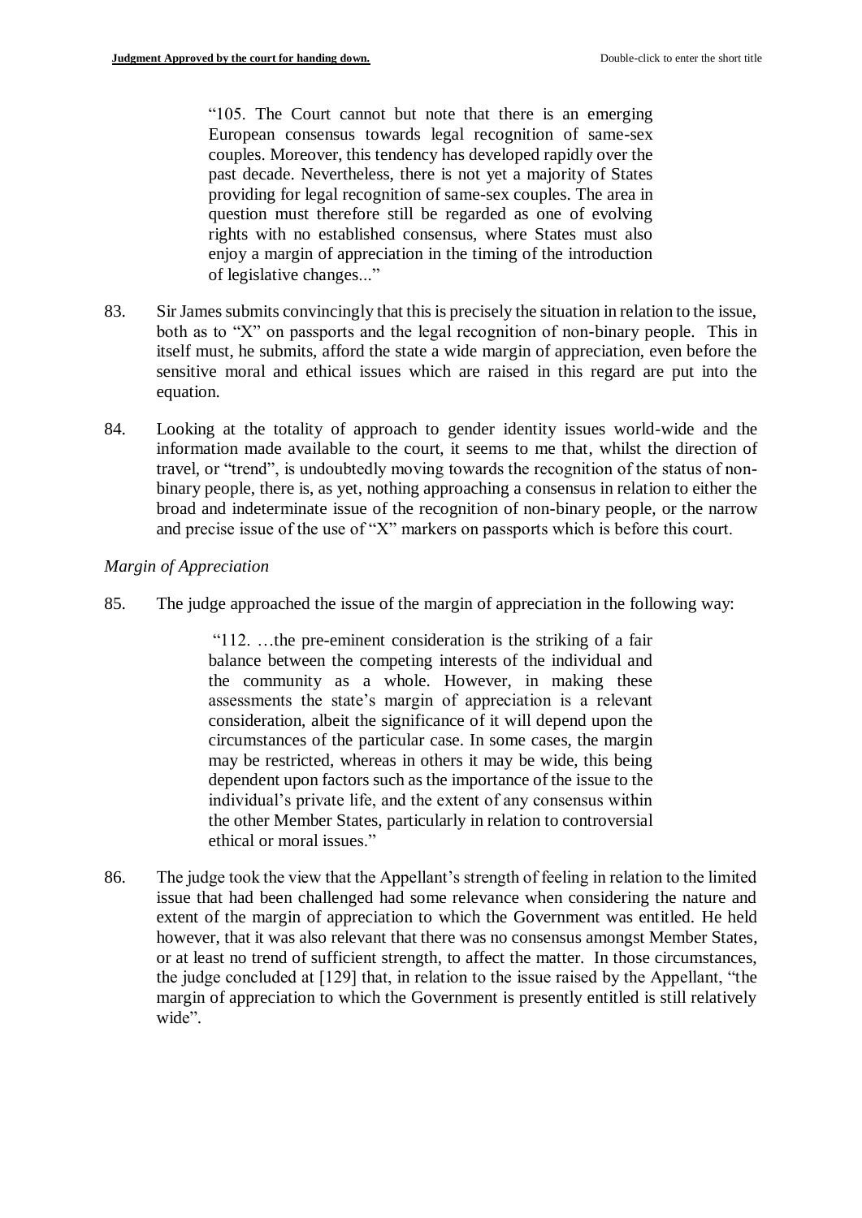> "105. The Court cannot but note that there is an emerging European consensus towards legal recognition of same-sex couples. Moreover, this tendency has developed rapidly over the past decade. Nevertheless, there is not yet a majority of States providing for legal recognition of same-sex couples. The area in question must therefore still be regarded as one of evolving rights with no established consensus, where States must also enjoy a margin of appreciation in the timing of the introduction of legislative changes..."

83. Sir James submits convincingly that this is precisely the situation in relation to the issue, both as to "X" on passports and the legal recognition of non-binary people. This in itself must, he submits, afford the state a wide margin of appreciation, even before the sensitive moral and ethical issues which are raised in this regard are put into the equation.

84. Looking at the totality of approach to gender identity issues world-wide and the information made available to the court, it seems to me that, whilst the direction of travel, or "trend", is undoubtedly moving towards the recognition of the status of non-binary people, there is, as yet, nothing approaching a consensus in relation to either the broad and indeterminate issue of the recognition of non-binary people, or the narrow and precise issue of the use of "X" markers on passports which is before this court.

*Margin of Appreciation*

85. The judge approached the issue of the margin of appreciation in the following way:

> "112. …the pre-eminent consideration is the striking of a fair balance between the competing interests of the individual and the community as a whole. However, in making these assessments the state's margin of appreciation is a relevant consideration, albeit the significance of it will depend upon the circumstances of the particular case. In some cases, the margin may be restricted, whereas in others it may be wide, this being dependent upon factors such as the importance of the issue to the individual's private life, and the extent of any consensus within the other Member States, particularly in relation to controversial ethical or moral issues."

86. The judge took the view that the Appellant's strength of feeling in relation to the limited issue that had been challenged had some relevance when considering the nature and extent of the margin of appreciation to which the Government was entitled. He held however, that it was also relevant that there was no consensus amongst Member States, or at least no trend of sufficient strength, to affect the matter. In those circumstances, the judge concluded at [129] that, in relation to the issue raised by the Appellant, "the margin of appreciation to which the Government is presently entitled is still relatively wide".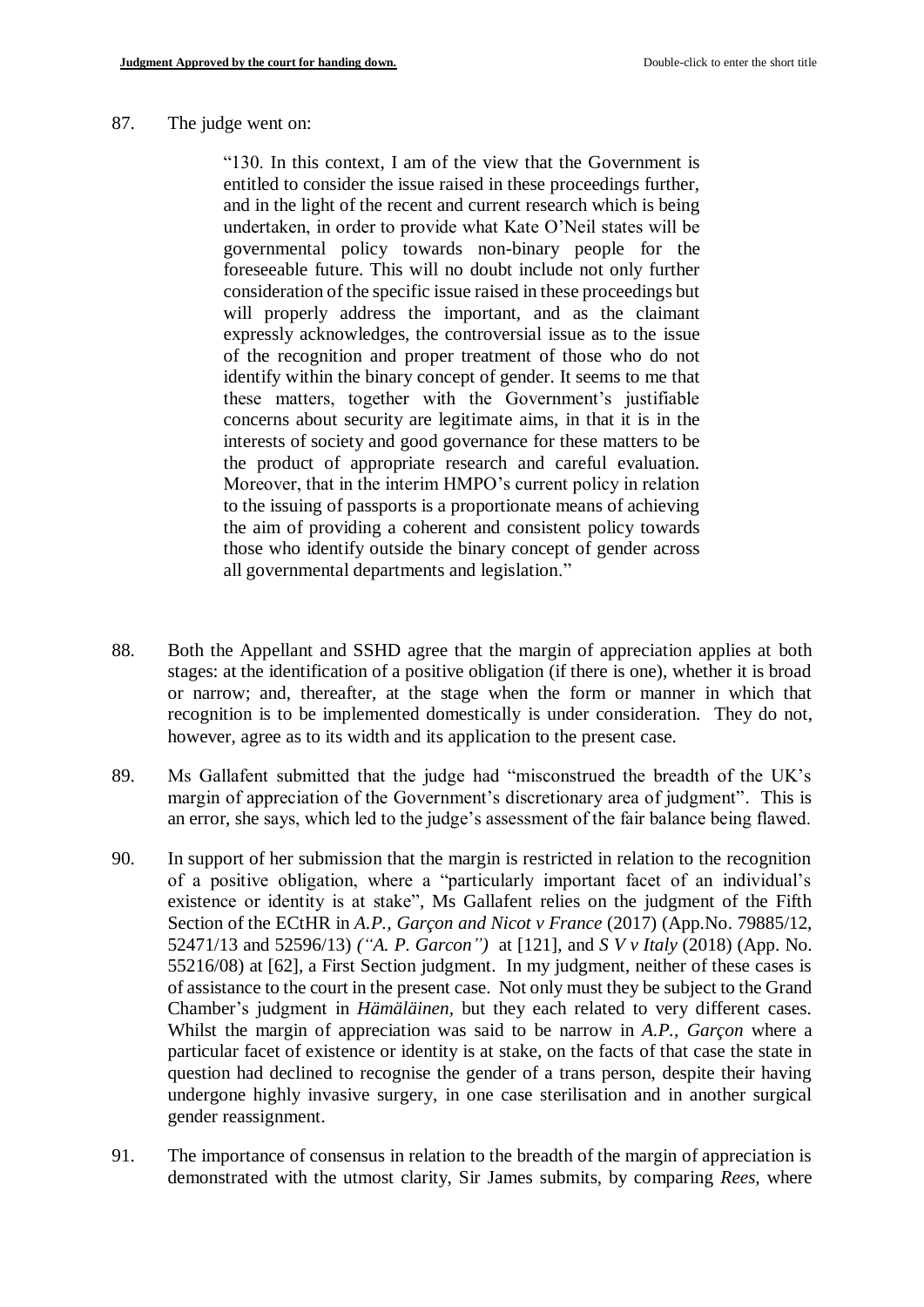87. The judge went on:

> "130. In this context, I am of the view that the Government is entitled to consider the issue raised in these proceedings further, and in the light of the recent and current research which is being undertaken, in order to provide what Kate O'Neil states will be governmental policy towards non-binary people for the foreseeable future. This will no doubt include not only further consideration of the specific issue raised in these proceedings but will properly address the important, and as the claimant expressly acknowledges, the controversial issue as to the issue of the recognition and proper treatment of those who do not identify within the binary concept of gender. It seems to me that these matters, together with the Government's justifiable concerns about security are legitimate aims, in that it is in the interests of society and good governance for these matters to be the product of appropriate research and careful evaluation. Moreover, that in the interim HMPO's current policy in relation to the issuing of passports is a proportionate means of achieving the aim of providing a coherent and consistent policy towards those who identify outside the binary concept of gender across all governmental departments and legislation."

88. Both the Appellant and SSHD agree that the margin of appreciation applies at both stages: at the identification of a positive obligation (if there is one), whether it is broad or narrow; and, thereafter, at the stage when the form or manner in which that recognition is to be implemented domestically is under consideration. They do not, however, agree as to its width and its application to the present case.

89. Ms Gallafent submitted that the judge had "misconstrued the breadth of the UK's margin of appreciation of the Government's discretionary area of judgment". This is an error, she says, which led to the judge's assessment of the fair balance being flawed.

90. In support of her submission that the margin is restricted in relation to the recognition of a positive obligation, where a "particularly important facet of an individual's existence or identity is at stake", Ms Gallafent relies on the judgment of the Fifth Section of the ECtHR in *A.P., Garçon and Nicot v France* (2017) (App.No. 79885/12, 52471/13 and 52596/13) *("A. P. Garcon")* at [121], and *S V v Italy* (2018) (App. No. 55216/08) at [62], a First Section judgment. In my judgment, neither of these cases is of assistance to the court in the present case. Not only must they be subject to the Grand Chamber's judgment in *Hämäläinen*, but they each related to very different cases. Whilst the margin of appreciation was said to be narrow in *A.P., Garçon* where a particular facet of existence or identity is at stake, on the facts of that case the state in question had declined to recognise the gender of a trans person, despite their having undergone highly invasive surgery, in one case sterilisation and in another surgical gender reassignment.

91. The importance of consensus in relation to the breadth of the margin of appreciation is demonstrated with the utmost clarity, Sir James submits, by comparing *Rees*, where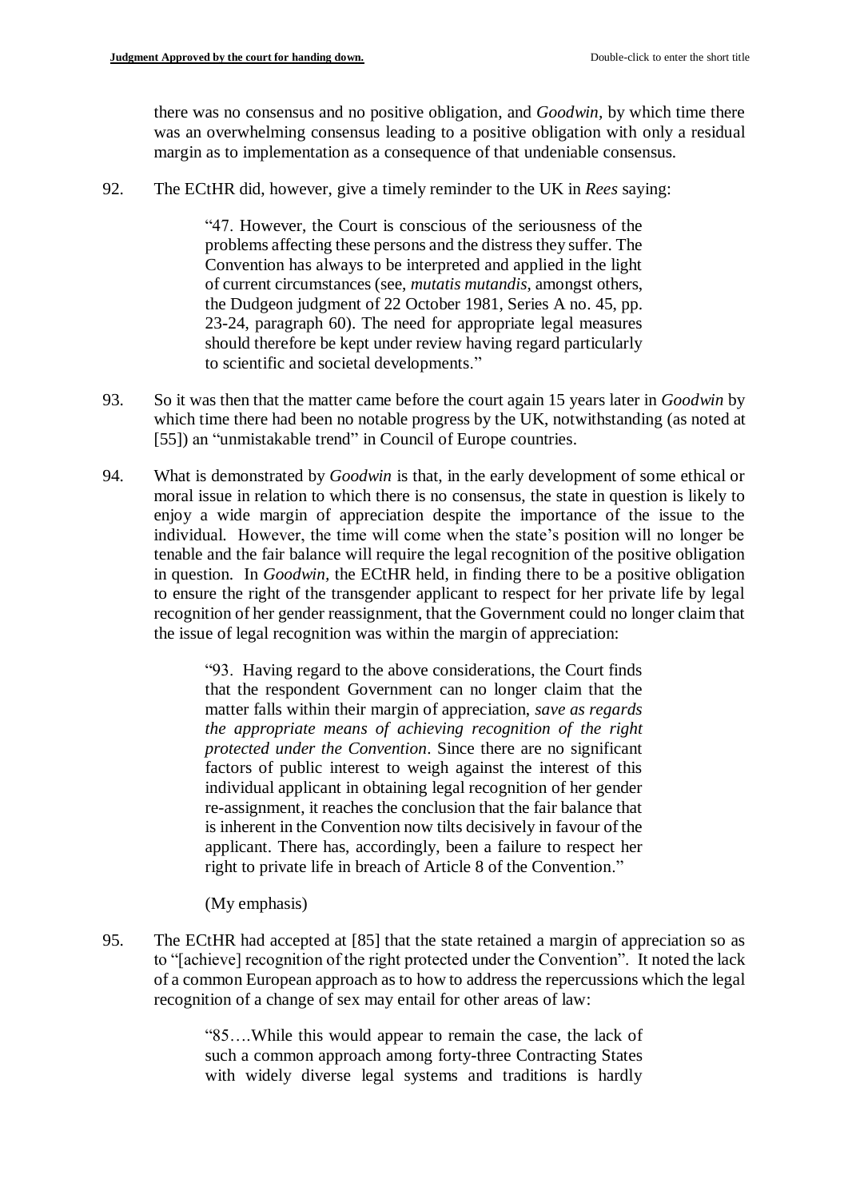there was no consensus and no positive obligation, and *Goodwin*, by which time there was an overwhelming consensus leading to a positive obligation with only a residual margin as to implementation as a consequence of that undeniable consensus.

92. The ECtHR did, however, give a timely reminder to the UK in *Rees* saying:

> "47. However, the Court is conscious of the seriousness of the problems affecting these persons and the distress they suffer. The Convention has always to be interpreted and applied in the light of current circumstances (see, *mutatis mutandis*, amongst others, the Dudgeon judgment of 22 October 1981, Series A no. 45, pp. 23-24, paragraph 60). The need for appropriate legal measures should therefore be kept under review having regard particularly to scientific and societal developments."

93. So it was then that the matter came before the court again 15 years later in *Goodwin* by which time there had been no notable progress by the UK, notwithstanding (as noted at [55]) an "unmistakable trend" in Council of Europe countries.

94. What is demonstrated by *Goodwin* is that, in the early development of some ethical or moral issue in relation to which there is no consensus, the state in question is likely to enjoy a wide margin of appreciation despite the importance of the issue to the individual. However, the time will come when the state's position will no longer be tenable and the fair balance will require the legal recognition of the positive obligation in question. In *Goodwin*, the ECtHR held, in finding there to be a positive obligation to ensure the right of the transgender applicant to respect for her private life by legal recognition of her gender reassignment, that the Government could no longer claim that the issue of legal recognition was within the margin of appreciation:

> "93. Having regard to the above considerations, the Court finds that the respondent Government can no longer claim that the matter falls within their margin of appreciation, *save as regards the appropriate means of achieving recognition of the right protected under the Convention*. Since there are no significant factors of public interest to weigh against the interest of this individual applicant in obtaining legal recognition of her gender re-assignment, it reaches the conclusion that the fair balance that is inherent in the Convention now tilts decisively in favour of the applicant. There has, accordingly, been a failure to respect her right to private life in breach of Article 8 of the Convention."
>
> (My emphasis)

95. The ECtHR had accepted at [85] that the state retained a margin of appreciation so as to "[achieve] recognition of the right protected under the Convention". It noted the lack of a common European approach as to how to address the repercussions which the legal recognition of a change of sex may entail for other areas of law:

> "85….While this would appear to remain the case, the lack of such a common approach among forty-three Contracting States with widely diverse legal systems and traditions is hardly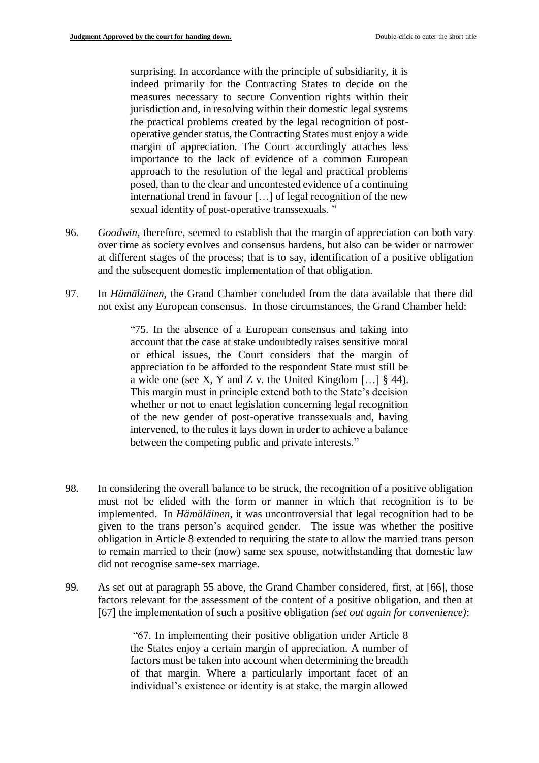> surprising. In accordance with the principle of subsidiarity, it is indeed primarily for the Contracting States to decide on the measures necessary to secure Convention rights within their jurisdiction and, in resolving within their domestic legal systems the practical problems created by the legal recognition of post-operative gender status, the Contracting States must enjoy a wide margin of appreciation. The Court accordingly attaches less importance to the lack of evidence of a common European approach to the resolution of the legal and practical problems posed, than to the clear and uncontested evidence of a continuing international trend in favour […] of legal recognition of the new sexual identity of post-operative transsexuals. "

96. *Goodwin,* therefore, seemed to establish that the margin of appreciation can both vary over time as society evolves and consensus hardens, but also can be wider or narrower at different stages of the process; that is to say, identification of a positive obligation and the subsequent domestic implementation of that obligation.

97. In *Hämäläinen,* the Grand Chamber concluded from the data available that there did not exist any European consensus. In those circumstances, the Grand Chamber held:

> "75. In the absence of a European consensus and taking into account that the case at stake undoubtedly raises sensitive moral or ethical issues, the Court considers that the margin of appreciation to be afforded to the respondent State must still be a wide one (see X, Y and Z v. the United Kingdom […] § 44). This margin must in principle extend both to the State's decision whether or not to enact legislation concerning legal recognition of the new gender of post-operative transsexuals and, having intervened, to the rules it lays down in order to achieve a balance between the competing public and private interests."

98. In considering the overall balance to be struck, the recognition of a positive obligation must not be elided with the form or manner in which that recognition is to be implemented. In *Hämäläinen*, it was uncontroversial that legal recognition had to be given to the trans person's acquired gender. The issue was whether the positive obligation in Article 8 extended to requiring the state to allow the married trans person to remain married to their (now) same sex spouse, notwithstanding that domestic law did not recognise same-sex marriage.

99. As set out at paragraph 55 above, the Grand Chamber considered, first, at [66], those factors relevant for the assessment of the content of a positive obligation, and then at [67] the implementation of such a positive obligation *(set out again for convenience)*:

> "67. In implementing their positive obligation under Article 8 the States enjoy a certain margin of appreciation. A number of factors must be taken into account when determining the breadth of that margin. Where a particularly important facet of an individual's existence or identity is at stake, the margin allowed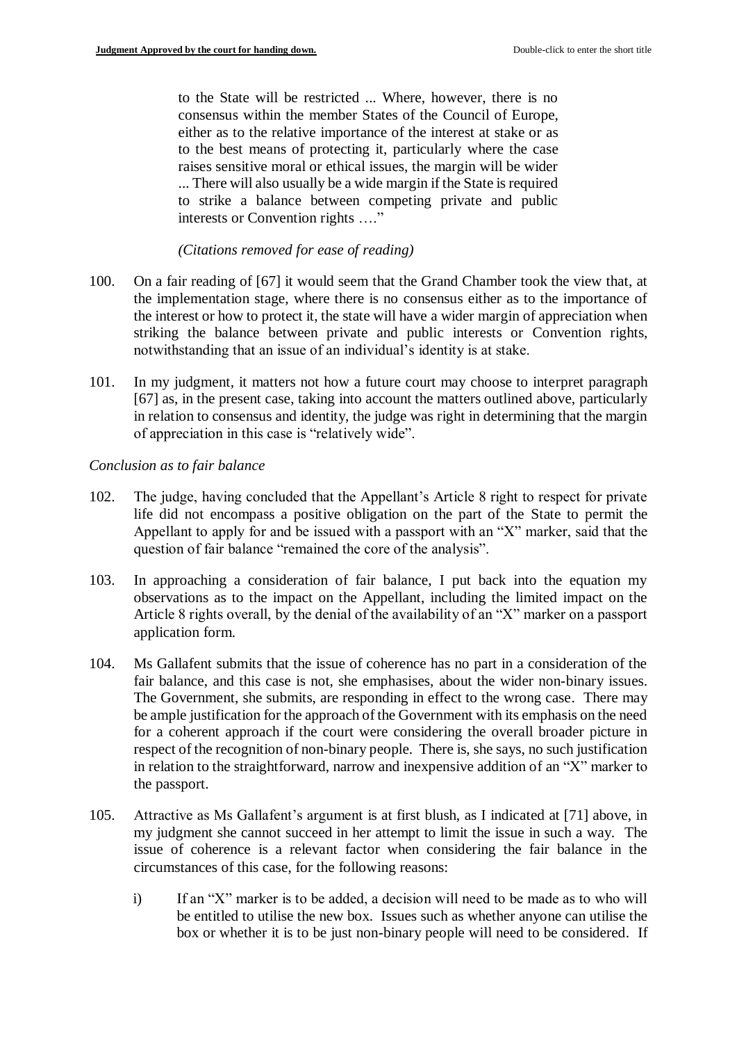> to the State will be restricted ... Where, however, there is no consensus within the member States of the Council of Europe, either as to the relative importance of the interest at stake or as to the best means of protecting it, particularly where the case raises sensitive moral or ethical issues, the margin will be wider ... There will also usually be a wide margin if the State is required to strike a balance between competing private and public interests or Convention rights …."
>
> *(Citations removed for ease of reading)*

100. On a fair reading of [67] it would seem that the Grand Chamber took the view that, at the implementation stage, where there is no consensus either as to the importance of the interest or how to protect it, the state will have a wider margin of appreciation when striking the balance between private and public interests or Convention rights, notwithstanding that an issue of an individual's identity is at stake.

101. In my judgment, it matters not how a future court may choose to interpret paragraph [67] as, in the present case, taking into account the matters outlined above, particularly in relation to consensus and identity, the judge was right in determining that the margin of appreciation in this case is "relatively wide".

*Conclusion as to fair balance*

102. The judge, having concluded that the Appellant's Article 8 right to respect for private life did not encompass a positive obligation on the part of the State to permit the Appellant to apply for and be issued with a passport with an "X" marker, said that the question of fair balance "remained the core of the analysis".

103. In approaching a consideration of fair balance, I put back into the equation my observations as to the impact on the Appellant, including the limited impact on the Article 8 rights overall, by the denial of the availability of an "X" marker on a passport application form.

104. Ms Gallafent submits that the issue of coherence has no part in a consideration of the fair balance, and this case is not, she emphasises, about the wider non-binary issues. The Government, she submits, are responding in effect to the wrong case. There may be ample justification for the approach of the Government with its emphasis on the need for a coherent approach if the court were considering the overall broader picture in respect of the recognition of non-binary people. There is, she says, no such justification in relation to the straightforward, narrow and inexpensive addition of an "X" marker to the passport.

105. Attractive as Ms Gallafent's argument is at first blush, as I indicated at [71] above, in my judgment she cannot succeed in her attempt to limit the issue in such a way. The issue of coherence is a relevant factor when considering the fair balance in the circumstances of this case, for the following reasons:

    i) If an "X" marker is to be added, a decision will need to be made as to who will be entitled to utilise the new box. Issues such as whether anyone can utilise the box or whether it is to be just non-binary people will need to be considered. If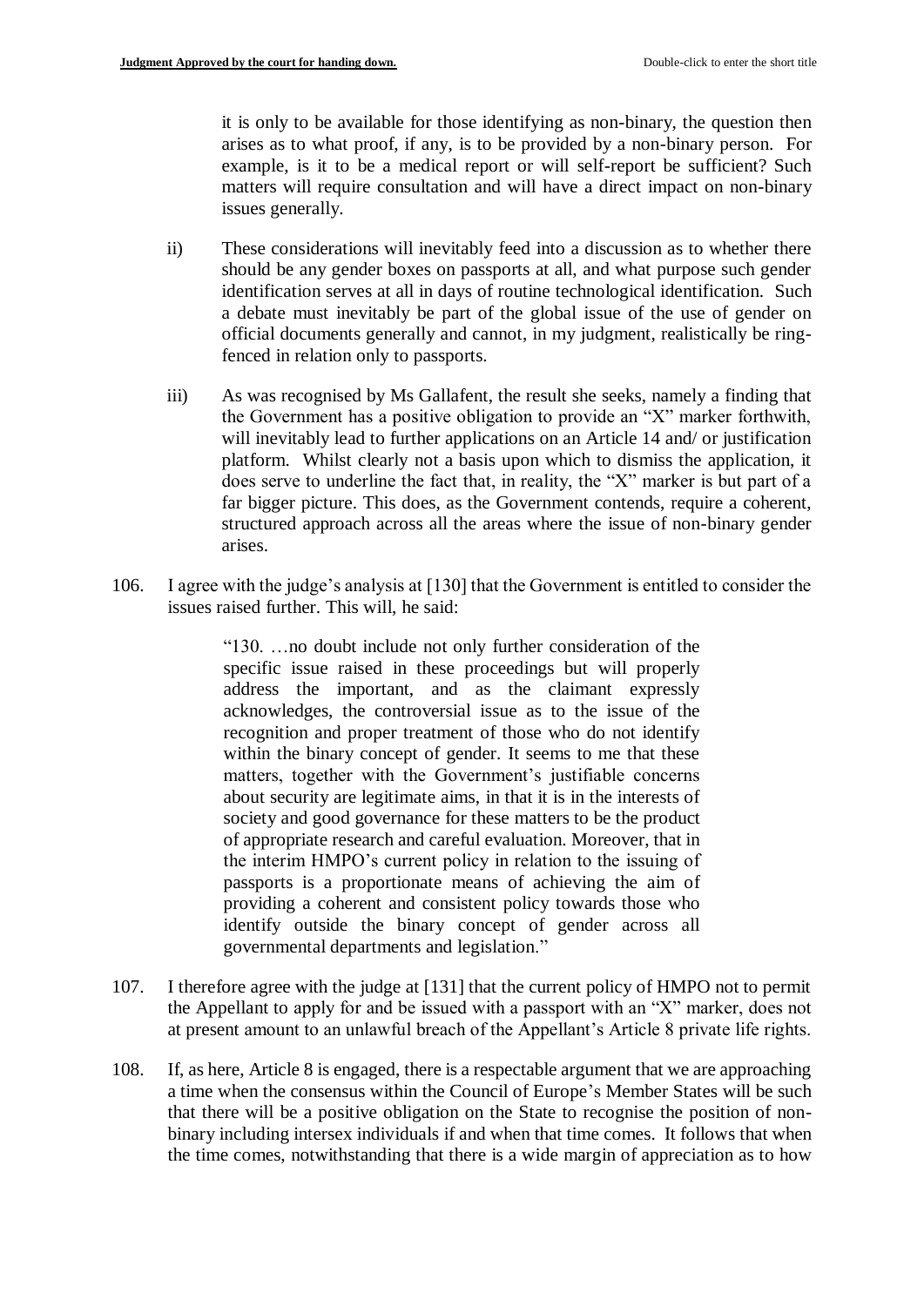it is only to be available for those identifying as non-binary, the question then arises as to what proof, if any, is to be provided by a non-binary person. For example, is it to be a medical report or will self-report be sufficient? Such matters will require consultation and will have a direct impact on non-binary issues generally.

ii) These considerations will inevitably feed into a discussion as to whether there should be any gender boxes on passports at all, and what purpose such gender identification serves at all in days of routine technological identification. Such a debate must inevitably be part of the global issue of the use of gender on official documents generally and cannot, in my judgment, realistically be ring-fenced in relation only to passports.

iii) As was recognised by Ms Gallafent, the result she seeks, namely a finding that the Government has a positive obligation to provide an "X" marker forthwith, will inevitably lead to further applications on an Article 14 and/ or justification platform. Whilst clearly not a basis upon which to dismiss the application, it does serve to underline the fact that, in reality, the "X" marker is but part of a far bigger picture. This does, as the Government contends, require a coherent, structured approach across all the areas where the issue of non-binary gender arises.

106. I agree with the judge's analysis at [130] that the Government is entitled to consider the issues raised further. This will, he said:

> "130. …no doubt include not only further consideration of the specific issue raised in these proceedings but will properly address the important, and as the claimant expressly acknowledges, the controversial issue as to the issue of the recognition and proper treatment of those who do not identify within the binary concept of gender. It seems to me that these matters, together with the Government's justifiable concerns about security are legitimate aims, in that it is in the interests of society and good governance for these matters to be the product of appropriate research and careful evaluation. Moreover, that in the interim HMPO's current policy in relation to the issuing of passports is a proportionate means of achieving the aim of providing a coherent and consistent policy towards those who identify outside the binary concept of gender across all governmental departments and legislation."

107. I therefore agree with the judge at [131] that the current policy of HMPO not to permit the Appellant to apply for and be issued with a passport with an "X" marker, does not at present amount to an unlawful breach of the Appellant's Article 8 private life rights.

108. If, as here, Article 8 is engaged, there is a respectable argument that we are approaching a time when the consensus within the Council of Europe's Member States will be such that there will be a positive obligation on the State to recognise the position of non-binary including intersex individuals if and when that time comes. It follows that when the time comes, notwithstanding that there is a wide margin of appreciation as to how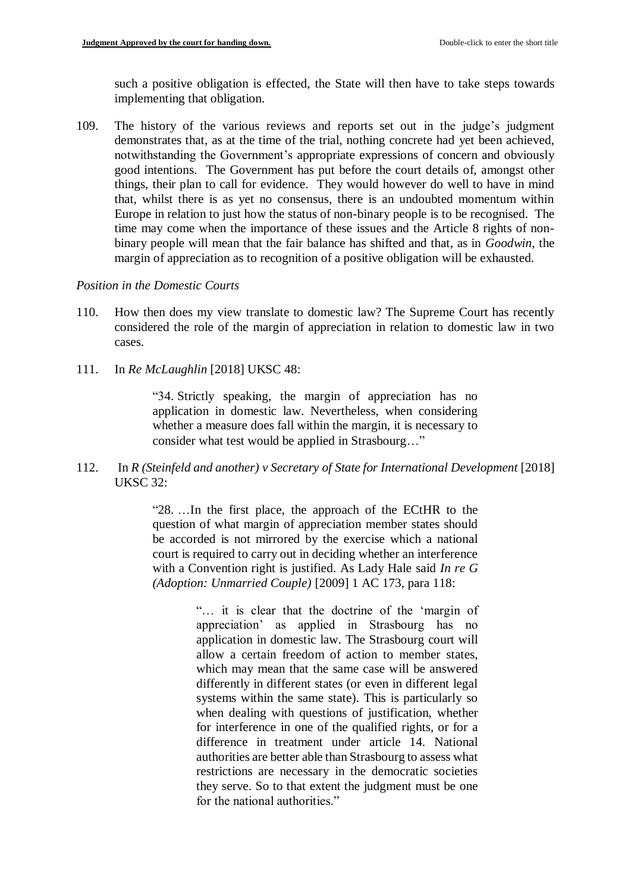such a positive obligation is effected, the State will then have to take steps towards implementing that obligation.

109. The history of the various reviews and reports set out in the judge's judgment demonstrates that, as at the time of the trial, nothing concrete had yet been achieved, notwithstanding the Government's appropriate expressions of concern and obviously good intentions. The Government has put before the court details of, amongst other things, their plan to call for evidence. They would however do well to have in mind that, whilst there is as yet no consensus, there is an undoubted momentum within Europe in relation to just how the status of non-binary people is to be recognised. The time may come when the importance of these issues and the Article 8 rights of non-binary people will mean that the fair balance has shifted and that, as in *Goodwin*, the margin of appreciation as to recognition of a positive obligation will be exhausted.

*Position in the Domestic Courts*

110. How then does my view translate to domestic law? The Supreme Court has recently considered the role of the margin of appreciation in relation to domestic law in two cases.

111. In *Re McLaughlin* [2018] UKSC 48:

> "34. Strictly speaking, the margin of appreciation has no application in domestic law. Nevertheless, when considering whether a measure does fall within the margin, it is necessary to consider what test would be applied in Strasbourg…"

112. In *R (Steinfeld and another) v Secretary of State for International Development* [2018] UKSC 32:

> "28. …In the first place, the approach of the ECtHR to the question of what margin of appreciation member states should be accorded is not mirrored by the exercise which a national court is required to carry out in deciding whether an interference with a Convention right is justified. As Lady Hale said *In re G (Adoption: Unmarried Couple)* [2009] 1 AC 173, para 118:
>
> > "… it is clear that the doctrine of the 'margin of appreciation' as applied in Strasbourg has no application in domestic law. The Strasbourg court will allow a certain freedom of action to member states, which may mean that the same case will be answered differently in different states (or even in different legal systems within the same state). This is particularly so when dealing with questions of justification, whether for interference in one of the qualified rights, or for a difference in treatment under article 14. National authorities are better able than Strasbourg to assess what restrictions are necessary in the democratic societies they serve. So to that extent the judgment must be one for the national authorities."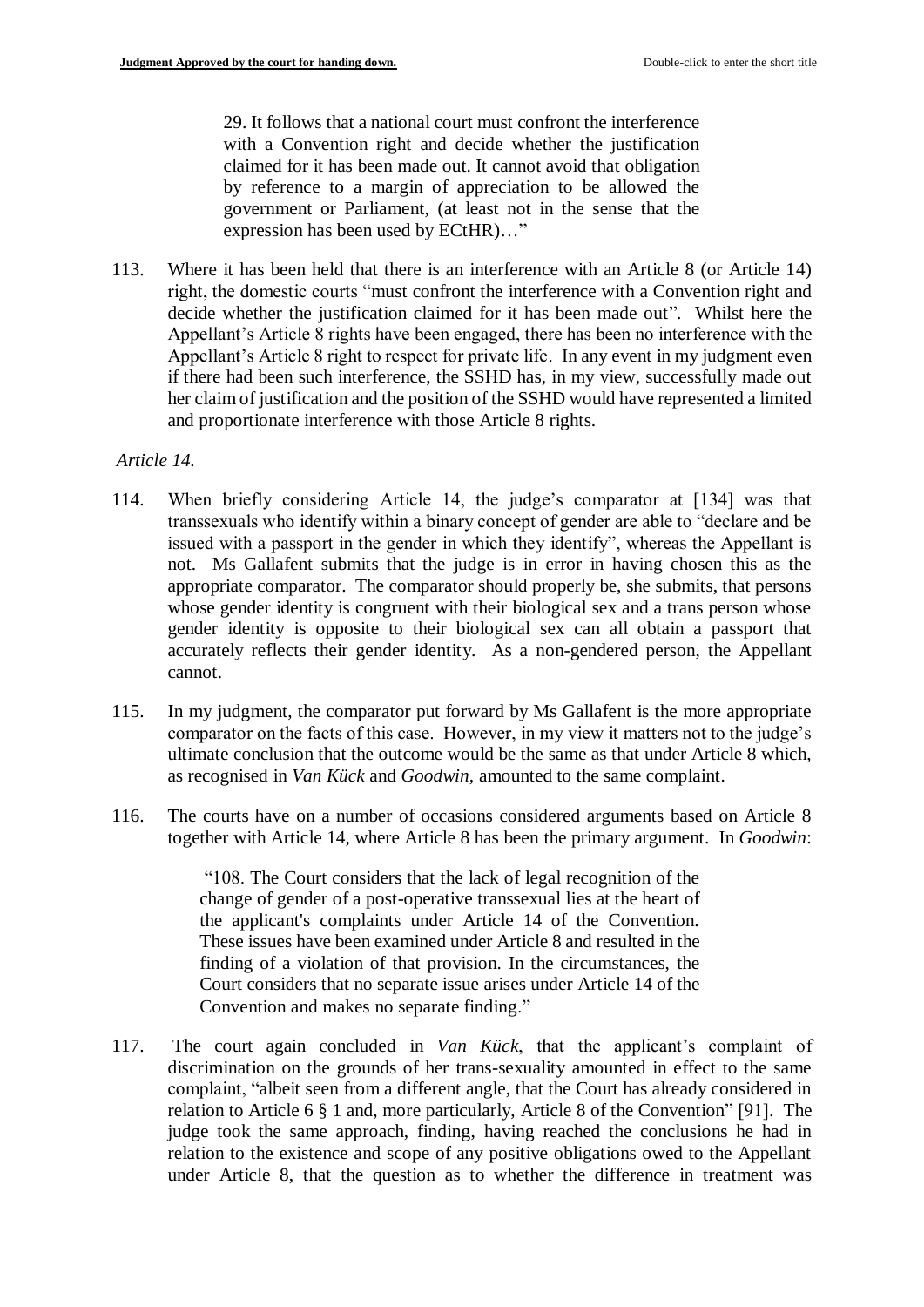> 29. It follows that a national court must confront the interference with a Convention right and decide whether the justification claimed for it has been made out. It cannot avoid that obligation by reference to a margin of appreciation to be allowed the government or Parliament, (at least not in the sense that the expression has been used by ECtHR)…"

113. Where it has been held that there is an interference with an Article 8 (or Article 14) right, the domestic courts "must confront the interference with a Convention right and decide whether the justification claimed for it has been made out". Whilst here the Appellant's Article 8 rights have been engaged, there has been no interference with the Appellant's Article 8 right to respect for private life. In any event in my judgment even if there had been such interference, the SSHD has, in my view, successfully made out her claim of justification and the position of the SSHD would have represented a limited and proportionate interference with those Article 8 rights.

*Article 14.*

114. When briefly considering Article 14, the judge's comparator at [134] was that transsexuals who identify within a binary concept of gender are able to "declare and be issued with a passport in the gender in which they identify", whereas the Appellant is not. Ms Gallafent submits that the judge is in error in having chosen this as the appropriate comparator. The comparator should properly be, she submits, that persons whose gender identity is congruent with their biological sex and a trans person whose gender identity is opposite to their biological sex can all obtain a passport that accurately reflects their gender identity. As a non-gendered person, the Appellant cannot.

115. In my judgment, the comparator put forward by Ms Gallafent is the more appropriate comparator on the facts of this case. However, in my view it matters not to the judge's ultimate conclusion that the outcome would be the same as that under Article 8 which, as recognised in *Van Kück* and *Goodwin,* amounted to the same complaint.

116. The courts have on a number of occasions considered arguments based on Article 8 together with Article 14, where Article 8 has been the primary argument. In *Goodwin*:

> "108. The Court considers that the lack of legal recognition of the change of gender of a post-operative transsexual lies at the heart of the applicant's complaints under Article 14 of the Convention. These issues have been examined under Article 8 and resulted in the finding of a violation of that provision. In the circumstances, the Court considers that no separate issue arises under Article 14 of the Convention and makes no separate finding."

117. The court again concluded in *Van Kück*, that the applicant's complaint of discrimination on the grounds of her trans-sexuality amounted in effect to the same complaint, "albeit seen from a different angle, that the Court has already considered in relation to Article 6 § 1 and, more particularly, Article 8 of the Convention" [91]. The judge took the same approach, finding, having reached the conclusions he had in relation to the existence and scope of any positive obligations owed to the Appellant under Article 8, that the question as to whether the difference in treatment was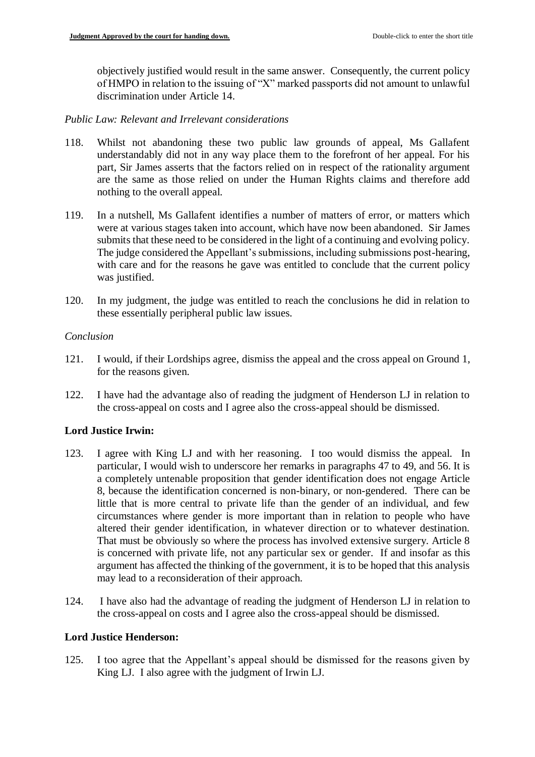objectively justified would result in the same answer. Consequently, the current policy of HMPO in relation to the issuing of "X" marked passports did not amount to unlawful discrimination under Article 14.

*Public Law: Relevant and Irrelevant considerations*

118. Whilst not abandoning these two public law grounds of appeal, Ms Gallafent understandably did not in any way place them to the forefront of her appeal. For his part, Sir James asserts that the factors relied on in respect of the rationality argument are the same as those relied on under the Human Rights claims and therefore add nothing to the overall appeal.

119. In a nutshell, Ms Gallafent identifies a number of matters of error, or matters which were at various stages taken into account, which have now been abandoned. Sir James submits that these need to be considered in the light of a continuing and evolving policy. The judge considered the Appellant's submissions, including submissions post-hearing, with care and for the reasons he gave was entitled to conclude that the current policy was justified.

120. In my judgment, the judge was entitled to reach the conclusions he did in relation to these essentially peripheral public law issues.

*Conclusion*

121. I would, if their Lordships agree, dismiss the appeal and the cross appeal on Ground 1, for the reasons given.

122. I have had the advantage also of reading the judgment of Henderson LJ in relation to the cross-appeal on costs and I agree also the cross-appeal should be dismissed.

**Lord Justice Irwin:**

123. I agree with King LJ and with her reasoning. I too would dismiss the appeal. In particular, I would wish to underscore her remarks in paragraphs 47 to 49, and 56. It is a completely untenable proposition that gender identification does not engage Article 8, because the identification concerned is non-binary, or non-gendered. There can be little that is more central to private life than the gender of an individual, and few circumstances where gender is more important than in relation to people who have altered their gender identification, in whatever direction or to whatever destination. That must be obviously so where the process has involved extensive surgery. Article 8 is concerned with private life, not any particular sex or gender. If and insofar as this argument has affected the thinking of the government, it is to be hoped that this analysis may lead to a reconsideration of their approach.

124. I have also had the advantage of reading the judgment of Henderson LJ in relation to the cross-appeal on costs and I agree also the cross-appeal should be dismissed.

**Lord Justice Henderson:**

125. I too agree that the Appellant's appeal should be dismissed for the reasons given by King LJ. I also agree with the judgment of Irwin LJ.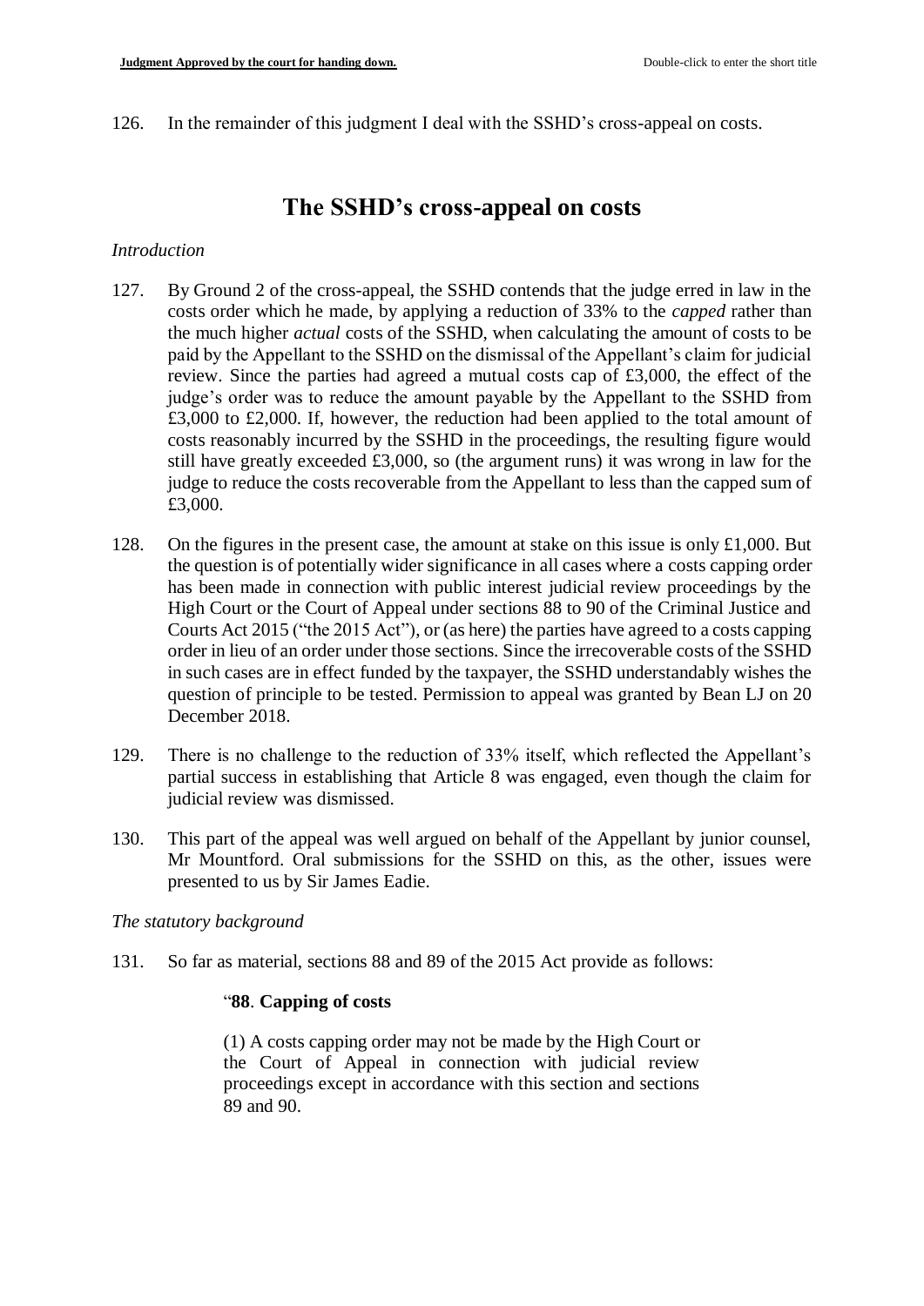126. In the remainder of this judgment I deal with the SSHD's cross-appeal on costs.

## The SSHD's cross-appeal on costs

*Introduction*

127. By Ground 2 of the cross-appeal, the SSHD contends that the judge erred in law in the costs order which he made, by applying a reduction of 33% to the *capped* rather than the much higher *actual* costs of the SSHD, when calculating the amount of costs to be paid by the Appellant to the SSHD on the dismissal of the Appellant's claim for judicial review. Since the parties had agreed a mutual costs cap of £3,000, the effect of the judge's order was to reduce the amount payable by the Appellant to the SSHD from £3,000 to £2,000. If, however, the reduction had been applied to the total amount of costs reasonably incurred by the SSHD in the proceedings, the resulting figure would still have greatly exceeded £3,000, so (the argument runs) it was wrong in law for the judge to reduce the costs recoverable from the Appellant to less than the capped sum of £3,000.

128. On the figures in the present case, the amount at stake on this issue is only £1,000. But the question is of potentially wider significance in all cases where a costs capping order has been made in connection with public interest judicial review proceedings by the High Court or the Court of Appeal under sections 88 to 90 of the Criminal Justice and Courts Act 2015 ("the 2015 Act"), or (as here) the parties have agreed to a costs capping order in lieu of an order under those sections. Since the irrecoverable costs of the SSHD in such cases are in effect funded by the taxpayer, the SSHD understandably wishes the question of principle to be tested. Permission to appeal was granted by Bean LJ on 20 December 2018.

129. There is no challenge to the reduction of 33% itself, which reflected the Appellant's partial success in establishing that Article 8 was engaged, even though the claim for judicial review was dismissed.

130. This part of the appeal was well argued on behalf of the Appellant by junior counsel, Mr Mountford. Oral submissions for the SSHD on this, as the other, issues were presented to us by Sir James Eadie.

*The statutory background*

131. So far as material, sections 88 and 89 of the 2015 Act provide as follows:

> "**88**. **Capping of costs**
>
> (1) A costs capping order may not be made by the High Court or the Court of Appeal in connection with judicial review proceedings except in accordance with this section and sections 89 and 90.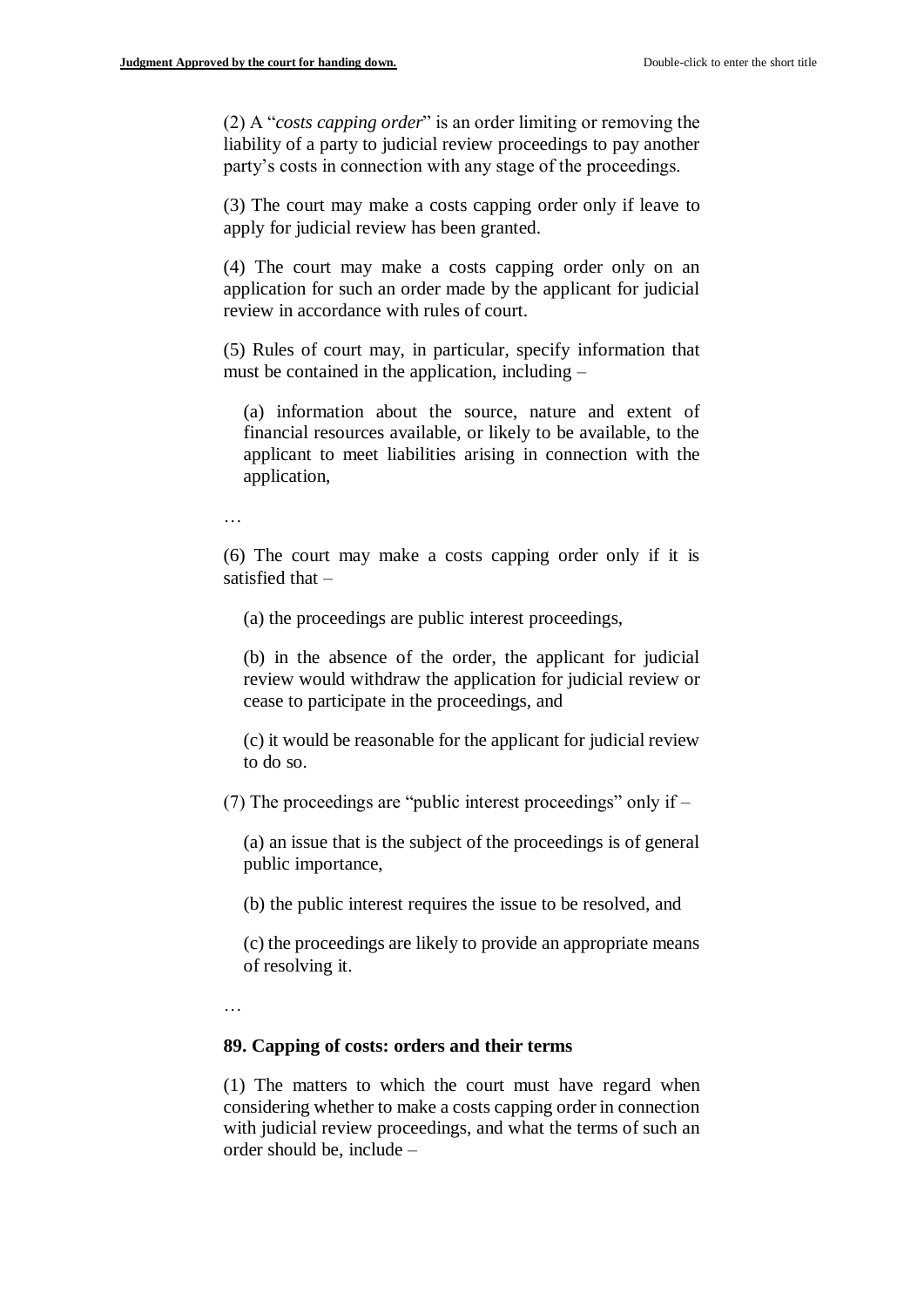(2) A "*costs capping order*" is an order limiting or removing the liability of a party to judicial review proceedings to pay another party's costs in connection with any stage of the proceedings.

(3) The court may make a costs capping order only if leave to apply for judicial review has been granted.

(4) The court may make a costs capping order only on an application for such an order made by the applicant for judicial review in accordance with rules of court.

(5) Rules of court may, in particular, specify information that must be contained in the application, including –

> (a) information about the source, nature and extent of financial resources available, or likely to be available, to the applicant to meet liabilities arising in connection with the application,

…

(6) The court may make a costs capping order only if it is satisfied that –

> (a) the proceedings are public interest proceedings,
>
> (b) in the absence of the order, the applicant for judicial review would withdraw the application for judicial review or cease to participate in the proceedings, and
>
> (c) it would be reasonable for the applicant for judicial review to do so.

(7) The proceedings are "public interest proceedings" only if –

> (a) an issue that is the subject of the proceedings is of general public importance,
>
> (b) the public interest requires the issue to be resolved, and
>
> (c) the proceedings are likely to provide an appropriate means of resolving it.

…

**89. Capping of costs: orders and their terms**

(1) The matters to which the court must have regard when considering whether to make a costs capping order in connection with judicial review proceedings, and what the terms of such an order should be, include –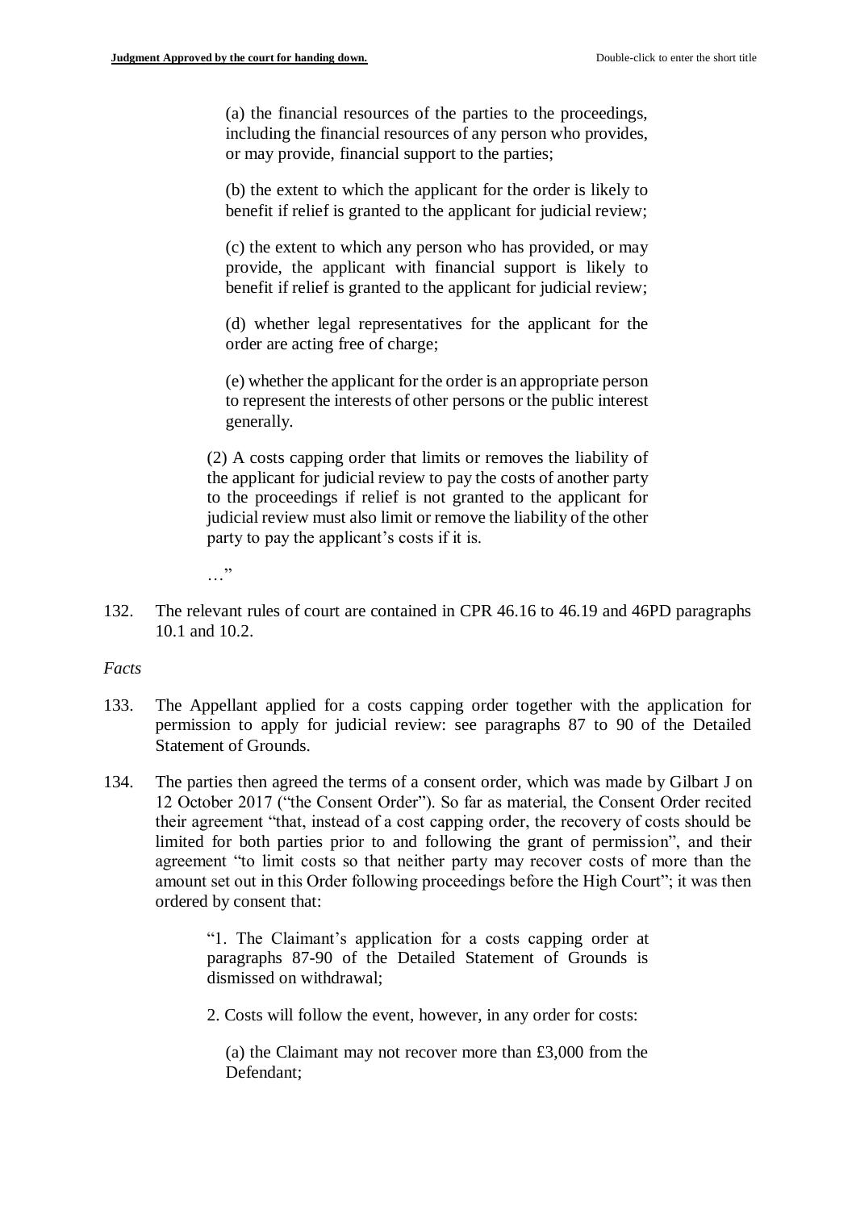> (a) the financial resources of the parties to the proceedings, including the financial resources of any person who provides, or may provide, financial support to the parties;
>
> (b) the extent to which the applicant for the order is likely to benefit if relief is granted to the applicant for judicial review;
>
> (c) the extent to which any person who has provided, or may provide, the applicant with financial support is likely to benefit if relief is granted to the applicant for judicial review;
>
> (d) whether legal representatives for the applicant for the order are acting free of charge;
>
> (e) whether the applicant for the order is an appropriate person to represent the interests of other persons or the public interest generally.
>
> (2) A costs capping order that limits or removes the liability of the applicant for judicial review to pay the costs of another party to the proceedings if relief is not granted to the applicant for judicial review must also limit or remove the liability of the other party to pay the applicant's costs if it is.
>
> …"

132. The relevant rules of court are contained in CPR 46.16 to 46.19 and 46PD paragraphs 10.1 and 10.2.

*Facts*

133. The Appellant applied for a costs capping order together with the application for permission to apply for judicial review: see paragraphs 87 to 90 of the Detailed Statement of Grounds.

134. The parties then agreed the terms of a consent order, which was made by Gilbart J on 12 October 2017 ("the Consent Order"). So far as material, the Consent Order recited their agreement "that, instead of a cost capping order, the recovery of costs should be limited for both parties prior to and following the grant of permission", and their agreement "to limit costs so that neither party may recover costs of more than the amount set out in this Order following proceedings before the High Court"; it was then ordered by consent that:

> "1. The Claimant's application for a costs capping order at paragraphs 87-90 of the Detailed Statement of Grounds is dismissed on withdrawal;
>
> 2. Costs will follow the event, however, in any order for costs:
>
> (a) the Claimant may not recover more than £3,000 from the Defendant;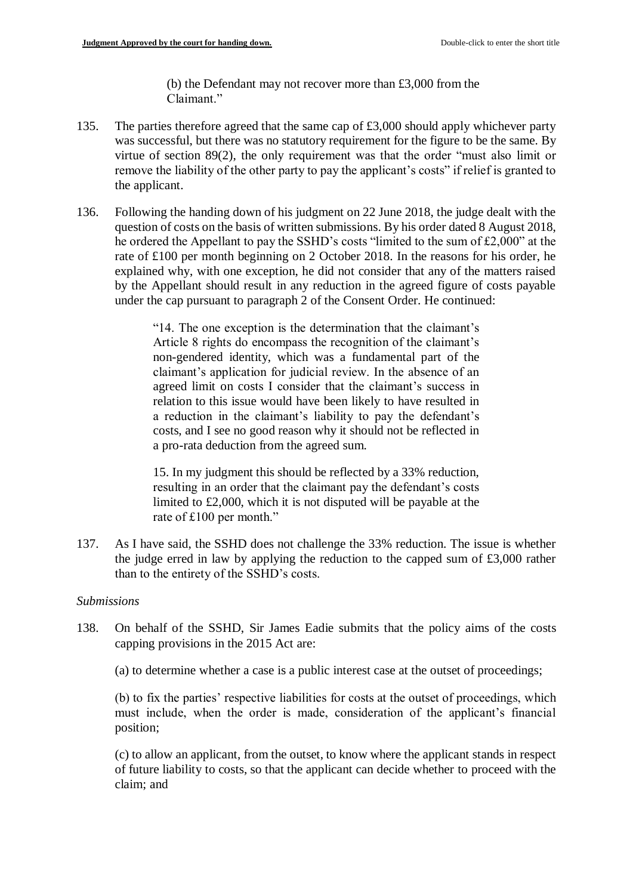(b) the Defendant may not recover more than £3,000 from the Claimant."

135. The parties therefore agreed that the same cap of £3,000 should apply whichever party was successful, but there was no statutory requirement for the figure to be the same. By virtue of section 89(2), the only requirement was that the order "must also limit or remove the liability of the other party to pay the applicant's costs" if relief is granted to the applicant.

136. Following the handing down of his judgment on 22 June 2018, the judge dealt with the question of costs on the basis of written submissions. By his order dated 8 August 2018, he ordered the Appellant to pay the SSHD's costs "limited to the sum of £2,000" at the rate of £100 per month beginning on 2 October 2018. In the reasons for his order, he explained why, with one exception, he did not consider that any of the matters raised by the Appellant should result in any reduction in the agreed figure of costs payable under the cap pursuant to paragraph 2 of the Consent Order. He continued:

> "14. The one exception is the determination that the claimant's Article 8 rights do encompass the recognition of the claimant's non-gendered identity, which was a fundamental part of the claimant's application for judicial review. In the absence of an agreed limit on costs I consider that the claimant's success in relation to this issue would have been likely to have resulted in a reduction in the claimant's liability to pay the defendant's costs, and I see no good reason why it should not be reflected in a pro-rata deduction from the agreed sum.
>
> 15. In my judgment this should be reflected by a 33% reduction, resulting in an order that the claimant pay the defendant's costs limited to £2,000, which it is not disputed will be payable at the rate of £100 per month."

137. As I have said, the SSHD does not challenge the 33% reduction. The issue is whether the judge erred in law by applying the reduction to the capped sum of £3,000 rather than to the entirety of the SSHD's costs.

*Submissions*

138. On behalf of the SSHD, Sir James Eadie submits that the policy aims of the costs capping provisions in the 2015 Act are:

(a) to determine whether a case is a public interest case at the outset of proceedings;

(b) to fix the parties' respective liabilities for costs at the outset of proceedings, which must include, when the order is made, consideration of the applicant's financial position;

(c) to allow an applicant, from the outset, to know where the applicant stands in respect of future liability to costs, so that the applicant can decide whether to proceed with the claim; and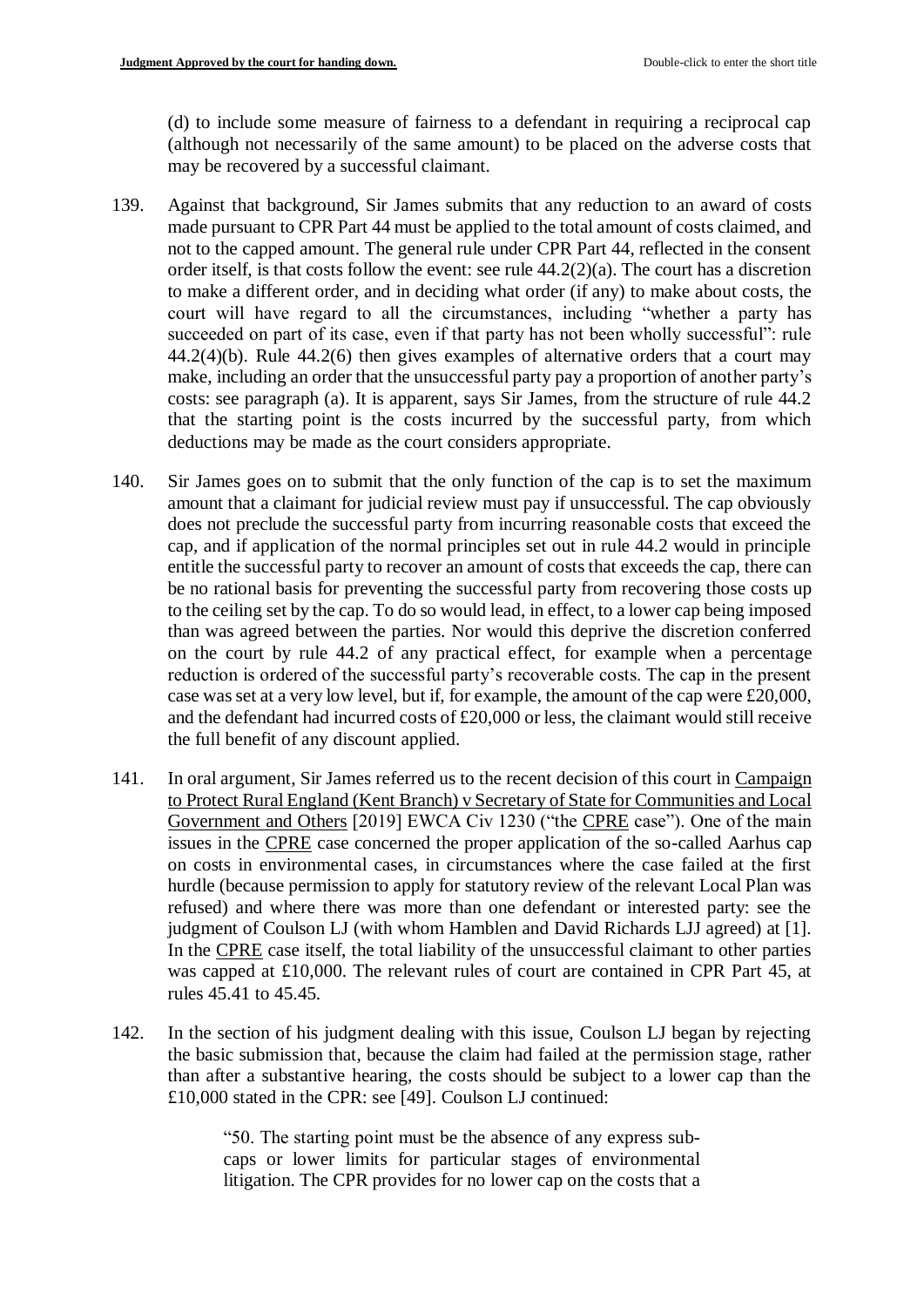(d) to include some measure of fairness to a defendant in requiring a reciprocal cap (although not necessarily of the same amount) to be placed on the adverse costs that may be recovered by a successful claimant.

139. Against that background, Sir James submits that any reduction to an award of costs made pursuant to CPR Part 44 must be applied to the total amount of costs claimed, and not to the capped amount. The general rule under CPR Part 44, reflected in the consent order itself, is that costs follow the event: see rule 44.2(2)(a). The court has a discretion to make a different order, and in deciding what order (if any) to make about costs, the court will have regard to all the circumstances, including "whether a party has succeeded on part of its case, even if that party has not been wholly successful": rule 44.2(4)(b). Rule 44.2(6) then gives examples of alternative orders that a court may make, including an order that the unsuccessful party pay a proportion of another party's costs: see paragraph (a). It is apparent, says Sir James, from the structure of rule 44.2 that the starting point is the costs incurred by the successful party, from which deductions may be made as the court considers appropriate.

140. Sir James goes on to submit that the only function of the cap is to set the maximum amount that a claimant for judicial review must pay if unsuccessful. The cap obviously does not preclude the successful party from incurring reasonable costs that exceed the cap, and if application of the normal principles set out in rule 44.2 would in principle entitle the successful party to recover an amount of costs that exceeds the cap, there can be no rational basis for preventing the successful party from recovering those costs up to the ceiling set by the cap. To do so would lead, in effect, to a lower cap being imposed than was agreed between the parties. Nor would this deprive the discretion conferred on the court by rule 44.2 of any practical effect, for example when a percentage reduction is ordered of the successful party's recoverable costs. The cap in the present case was set at a very low level, but if, for example, the amount of the cap were £20,000, and the defendant had incurred costs of £20,000 or less, the claimant would still receive the full benefit of any discount applied.

141. In oral argument, Sir James referred us to the recent decision of this court in Campaign to Protect Rural England (Kent Branch) v Secretary of State for Communities and Local Government and Others [2019] EWCA Civ 1230 ("the CPRE case"). One of the main issues in the CPRE case concerned the proper application of the so-called Aarhus cap on costs in environmental cases, in circumstances where the case failed at the first hurdle (because permission to apply for statutory review of the relevant Local Plan was refused) and where there was more than one defendant or interested party: see the judgment of Coulson LJ (with whom Hamblen and David Richards LJJ agreed) at [1]. In the CPRE case itself, the total liability of the unsuccessful claimant to other parties was capped at £10,000. The relevant rules of court are contained in CPR Part 45, at rules 45.41 to 45.45.

142. In the section of his judgment dealing with this issue, Coulson LJ began by rejecting the basic submission that, because the claim had failed at the permission stage, rather than after a substantive hearing, the costs should be subject to a lower cap than the £10,000 stated in the CPR: see [49]. Coulson LJ continued:

> "50. The starting point must be the absence of any express sub-caps or lower limits for particular stages of environmental litigation. The CPR provides for no lower cap on the costs that a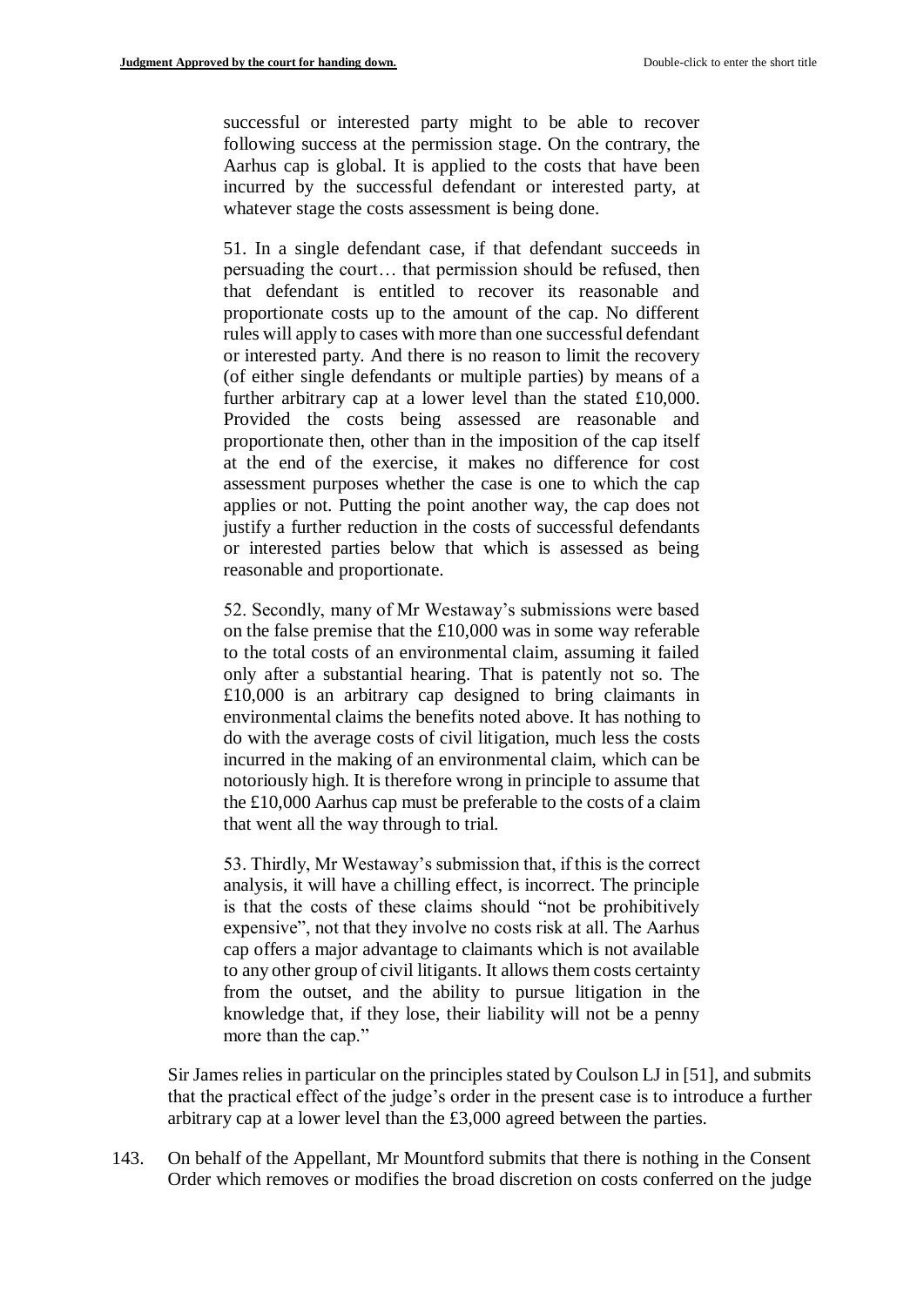> successful or interested party might to be able to recover following success at the permission stage. On the contrary, the Aarhus cap is global. It is applied to the costs that have been incurred by the successful defendant or interested party, at whatever stage the costs assessment is being done.
>
> 51. In a single defendant case, if that defendant succeeds in persuading the court… that permission should be refused, then that defendant is entitled to recover its reasonable and proportionate costs up to the amount of the cap. No different rules will apply to cases with more than one successful defendant or interested party. And there is no reason to limit the recovery (of either single defendants or multiple parties) by means of a further arbitrary cap at a lower level than the stated £10,000. Provided the costs being assessed are reasonable and proportionate then, other than in the imposition of the cap itself at the end of the exercise, it makes no difference for cost assessment purposes whether the case is one to which the cap applies or not. Putting the point another way, the cap does not justify a further reduction in the costs of successful defendants or interested parties below that which is assessed as being reasonable and proportionate.
>
> 52. Secondly, many of Mr Westaway's submissions were based on the false premise that the £10,000 was in some way referable to the total costs of an environmental claim, assuming it failed only after a substantial hearing. That is patently not so. The £10,000 is an arbitrary cap designed to bring claimants in environmental claims the benefits noted above. It has nothing to do with the average costs of civil litigation, much less the costs incurred in the making of an environmental claim, which can be notoriously high. It is therefore wrong in principle to assume that the £10,000 Aarhus cap must be preferable to the costs of a claim that went all the way through to trial.
>
> 53. Thirdly, Mr Westaway's submission that, if this is the correct analysis, it will have a chilling effect, is incorrect. The principle is that the costs of these claims should "not be prohibitively expensive", not that they involve no costs risk at all. The Aarhus cap offers a major advantage to claimants which is not available to any other group of civil litigants. It allows them costs certainty from the outset, and the ability to pursue litigation in the knowledge that, if they lose, their liability will not be a penny more than the cap."

Sir James relies in particular on the principles stated by Coulson LJ in [51], and submits that the practical effect of the judge's order in the present case is to introduce a further arbitrary cap at a lower level than the £3,000 agreed between the parties.

143. On behalf of the Appellant, Mr Mountford submits that there is nothing in the Consent Order which removes or modifies the broad discretion on costs conferred on the judge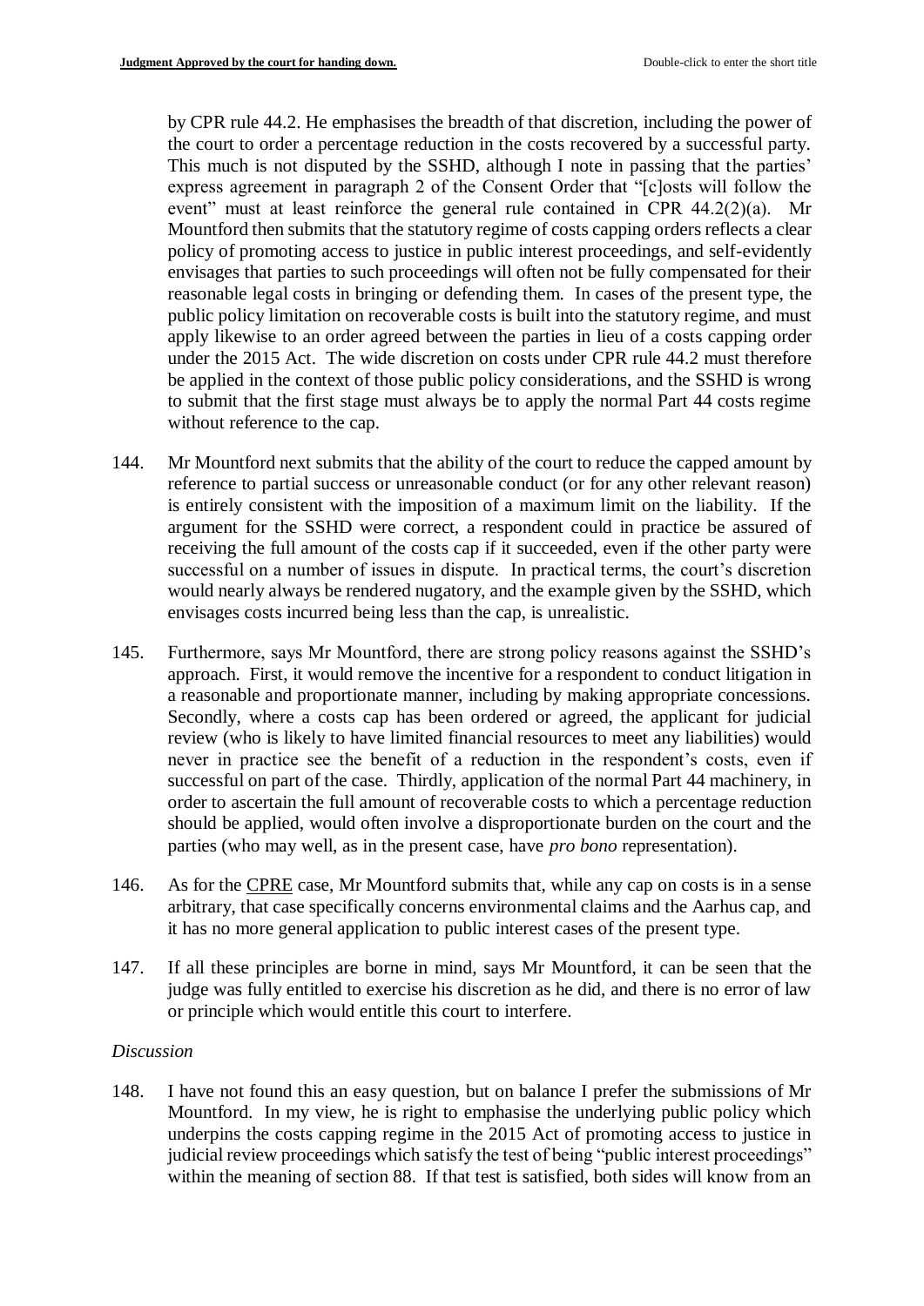by CPR rule 44.2. He emphasises the breadth of that discretion, including the power of the court to order a percentage reduction in the costs recovered by a successful party. This much is not disputed by the SSHD, although I note in passing that the parties' express agreement in paragraph 2 of the Consent Order that "[c]osts will follow the event" must at least reinforce the general rule contained in CPR 44.2(2)(a). Mr Mountford then submits that the statutory regime of costs capping orders reflects a clear policy of promoting access to justice in public interest proceedings, and self-evidently envisages that parties to such proceedings will often not be fully compensated for their reasonable legal costs in bringing or defending them. In cases of the present type, the public policy limitation on recoverable costs is built into the statutory regime, and must apply likewise to an order agreed between the parties in lieu of a costs capping order under the 2015 Act. The wide discretion on costs under CPR rule 44.2 must therefore be applied in the context of those public policy considerations, and the SSHD is wrong to submit that the first stage must always be to apply the normal Part 44 costs regime without reference to the cap.

144. Mr Mountford next submits that the ability of the court to reduce the capped amount by reference to partial success or unreasonable conduct (or for any other relevant reason) is entirely consistent with the imposition of a maximum limit on the liability. If the argument for the SSHD were correct, a respondent could in practice be assured of receiving the full amount of the costs cap if it succeeded, even if the other party were successful on a number of issues in dispute. In practical terms, the court's discretion would nearly always be rendered nugatory, and the example given by the SSHD, which envisages costs incurred being less than the cap, is unrealistic.

145. Furthermore, says Mr Mountford, there are strong policy reasons against the SSHD's approach. First, it would remove the incentive for a respondent to conduct litigation in a reasonable and proportionate manner, including by making appropriate concessions. Secondly, where a costs cap has been ordered or agreed, the applicant for judicial review (who is likely to have limited financial resources to meet any liabilities) would never in practice see the benefit of a reduction in the respondent's costs, even if successful on part of the case. Thirdly, application of the normal Part 44 machinery, in order to ascertain the full amount of recoverable costs to which a percentage reduction should be applied, would often involve a disproportionate burden on the court and the parties (who may well, as in the present case, have *pro bono* representation).

146. As for the CPRE case, Mr Mountford submits that, while any cap on costs is in a sense arbitrary, that case specifically concerns environmental claims and the Aarhus cap, and it has no more general application to public interest cases of the present type.

147. If all these principles are borne in mind, says Mr Mountford, it can be seen that the judge was fully entitled to exercise his discretion as he did, and there is no error of law or principle which would entitle this court to interfere.

*Discussion*

148. I have not found this an easy question, but on balance I prefer the submissions of Mr Mountford. In my view, he is right to emphasise the underlying public policy which underpins the costs capping regime in the 2015 Act of promoting access to justice in judicial review proceedings which satisfy the test of being "public interest proceedings" within the meaning of section 88. If that test is satisfied, both sides will know from an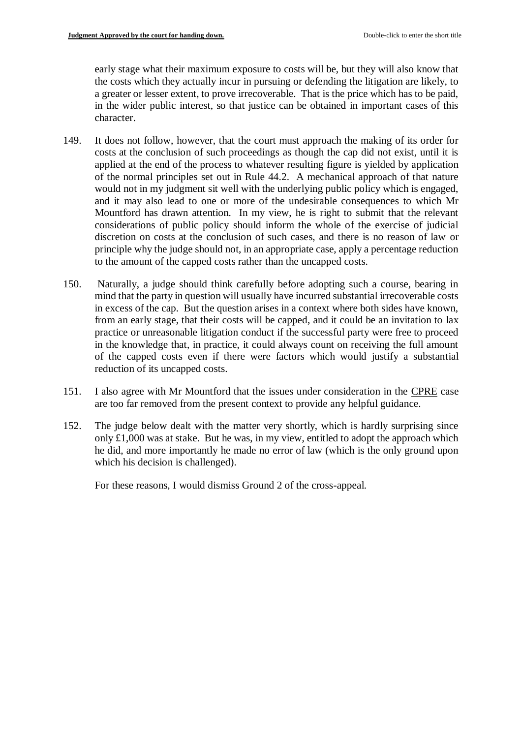early stage what their maximum exposure to costs will be, but they will also know that the costs which they actually incur in pursuing or defending the litigation are likely, to a greater or lesser extent, to prove irrecoverable. That is the price which has to be paid, in the wider public interest, so that justice can be obtained in important cases of this character.

149. It does not follow, however, that the court must approach the making of its order for costs at the conclusion of such proceedings as though the cap did not exist, until it is applied at the end of the process to whatever resulting figure is yielded by application of the normal principles set out in Rule 44.2. A mechanical approach of that nature would not in my judgment sit well with the underlying public policy which is engaged, and it may also lead to one or more of the undesirable consequences to which Mr Mountford has drawn attention. In my view, he is right to submit that the relevant considerations of public policy should inform the whole of the exercise of judicial discretion on costs at the conclusion of such cases, and there is no reason of law or principle why the judge should not, in an appropriate case, apply a percentage reduction to the amount of the capped costs rather than the uncapped costs.

150. Naturally, a judge should think carefully before adopting such a course, bearing in mind that the party in question will usually have incurred substantial irrecoverable costs in excess of the cap. But the question arises in a context where both sides have known, from an early stage, that their costs will be capped, and it could be an invitation to lax practice or unreasonable litigation conduct if the successful party were free to proceed in the knowledge that, in practice, it could always count on receiving the full amount of the capped costs even if there were factors which would justify a substantial reduction of its uncapped costs.

151. I also agree with Mr Mountford that the issues under consideration in the CPRE case are too far removed from the present context to provide any helpful guidance.

152. The judge below dealt with the matter very shortly, which is hardly surprising since only £1,000 was at stake. But he was, in my view, entitled to adopt the approach which he did, and more importantly he made no error of law (which is the only ground upon which his decision is challenged).

For these reasons, I would dismiss Ground 2 of the cross-appeal.